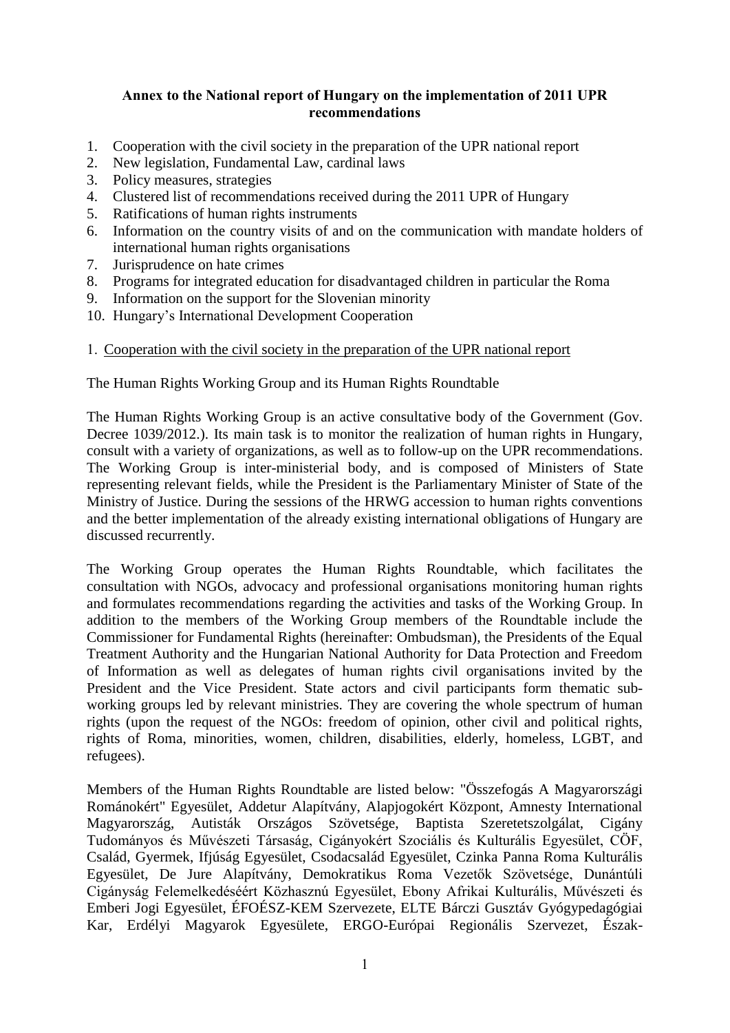**Annex to the National report of Hungary on the implementation of 2011 UPR recommendations**

1. Cooperation with the civil society in the preparation of the UPR national report
2. New legislation, Fundamental Law, cardinal laws
3. Policy measures, strategies
4. Clustered list of recommendations received during the 2011 UPR of Hungary
5. Ratifications of human rights instruments
6. Information on the country visits of and on the communication with mandate holders of international human rights organisations
7. Jurisprudence on hate crimes
8. Programs for integrated education for disadvantaged children in particular the Roma
9. Information on the support for the Slovenian minority
10. Hungary's International Development Cooperation

## 1. Cooperation with the civil society in the preparation of the UPR national report

The Human Rights Working Group and its Human Rights Roundtable

The Human Rights Working Group is an active consultative body of the Government (Gov. Decree 1039/2012.). Its main task is to monitor the realization of human rights in Hungary, consult with a variety of organizations, as well as to follow-up on the UPR recommendations. The Working Group is inter-ministerial body, and is composed of Ministers of State representing relevant fields, while the President is the Parliamentary Minister of State of the Ministry of Justice. During the sessions of the HRWG accession to human rights conventions and the better implementation of the already existing international obligations of Hungary are discussed recurrently.

The Working Group operates the Human Rights Roundtable, which facilitates the consultation with NGOs, advocacy and professional organisations monitoring human rights and formulates recommendations regarding the activities and tasks of the Working Group. In addition to the members of the Working Group members of the Roundtable include the Commissioner for Fundamental Rights (hereinafter: Ombudsman), the Presidents of the Equal Treatment Authority and the Hungarian National Authority for Data Protection and Freedom of Information as well as delegates of human rights civil organisations invited by the President and the Vice President. State actors and civil participants form thematic sub-working groups led by relevant ministries. They are covering the whole spectrum of human rights (upon the request of the NGOs: freedom of opinion, other civil and political rights, rights of Roma, minorities, women, children, disabilities, elderly, homeless, LGBT, and refugees).

Members of the Human Rights Roundtable are listed below: "Összefogás A Magyarországi Románokért" Egyesület, Addetur Alapítvány, Alapjogokért Központ, Amnesty International Magyarország, Autisták Országos Szövetsége, Baptista Szeretetszolgálat, Cigány Tudományos és Művészeti Társaság, Cigányokért Szociális és Kulturális Egyesület, CÖF, Család, Gyermek, Ifjúság Egyesület, Csodacsalád Egyesület, Czinka Panna Roma Kulturális Egyesület, De Jure Alapítvány, Demokratikus Roma Vezetők Szövetsége, Dunántúli Cigányság Felemelkedéséért Közhasznú Egyesület, Ebony Afrikai Kulturális, Művészeti és Emberi Jogi Egyesület, ÉFOÉSZ-KEM Szervezete, ELTE Bárczi Gusztáv Gyógypedagógiai Kar, Erdélyi Magyarok Egyesülete, ERGO-Európai Regionális Szervezet, Észak-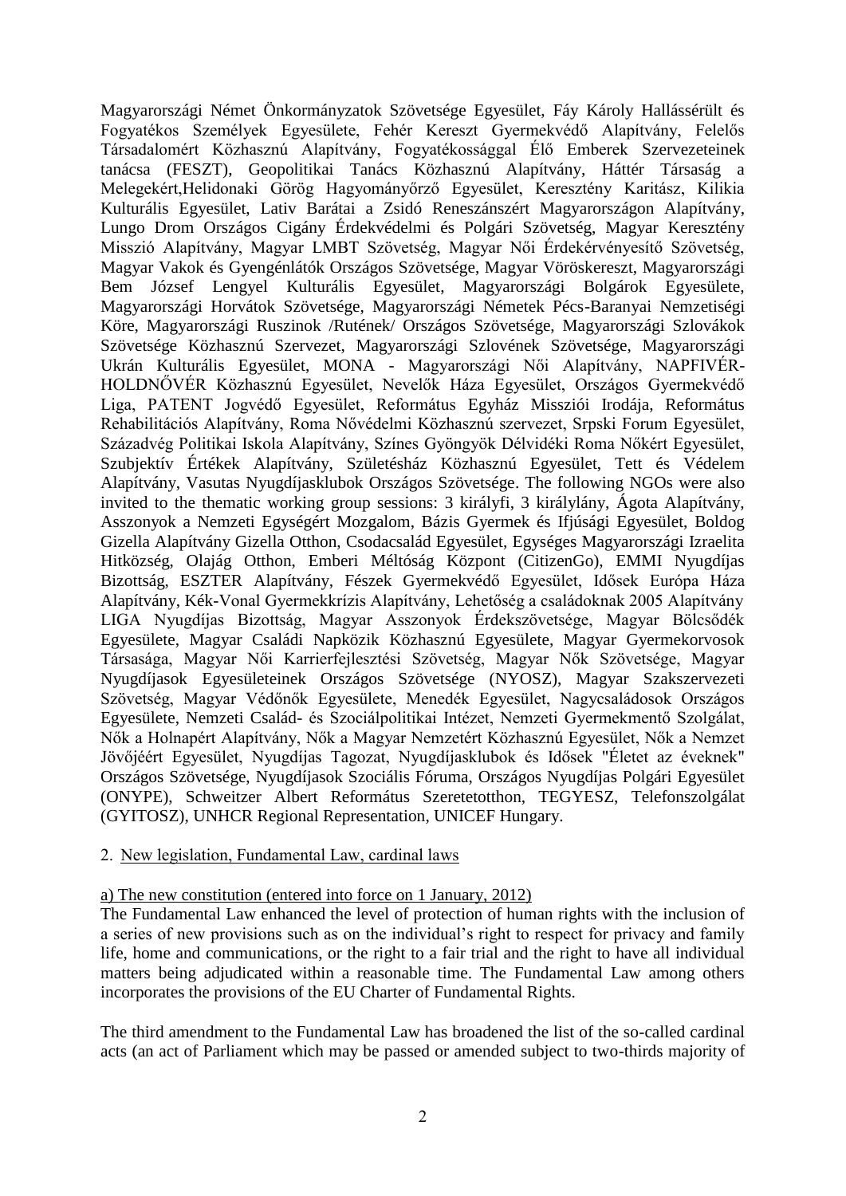Magyarországi Német Önkormányzatok Szövetsége Egyesület, Fáy Károly Hallássérült és Fogyatékos Személyek Egyesülete, Fehér Kereszt Gyermekvédő Alapítvány, Felelős Társadalomért Közhasznú Alapítvány, Fogyatékossággal Élő Emberek Szervezeteinek tanácsa (FESZT), Geopolitikai Tanács Közhasznú Alapítvány, Háttér Társaság a Melegekért,Helidonaki Görög Hagyományőrző Egyesület, Keresztény Karitász, Kilikia Kulturális Egyesület, Lativ Barátai a Zsidó Reneszánszért Magyarországon Alapítvány, Lungo Drom Országos Cigány Érdekvédelmi és Polgári Szövetség, Magyar Keresztény Misszió Alapítvány, Magyar LMBT Szövetség, Magyar Női Érdekérvényesítő Szövetség, Magyar Vakok és Gyengénlátók Országos Szövetsége, Magyar Vöröskereszt, Magyarországi Bem József Lengyel Kulturális Egyesület, Magyarországi Bolgárok Egyesülete, Magyarországi Horvátok Szövetsége, Magyarországi Németek Pécs-Baranyai Nemzetiségi Köre, Magyarországi Ruszinok /Ruténok/ Országos Szövetsége, Magyarországi Szlovákok Szövetsége Közhasznú Szervezet, Magyarországi Szlovének Szövetsége, Magyarországi Ukrán Kulturális Egyesület, MONA - Magyarországi Női Alapítvány, NAPFIVÉR-HOLDNŐVÉR Közhasznú Egyesület, Nevelők Háza Egyesület, Országos Gyermekvédő Liga, PATENT Jogvédő Egyesület, Református Egyház Missziói Irodája, Református Rehabilitációs Alapítvány, Roma Nővédelmi Közhasznú szervezet, Srpski Forum Egyesület, Századvég Politikai Iskola Alapítvány, Színes Gyöngyök Délvidéki Roma Nőkért Egyesület, Szubjektív Értékek Alapítvány, Születésház Közhasznú Egyesület, Tett és Védelem Alapítvány, Vasutas Nyugdíjasklubok Országos Szövetsége. The following NGOs were also invited to the thematic working group sessions: 3 királyfi, 3 királylány, Ágota Alapítvány, Asszonyok a Nemzeti Egységért Mozgalom, Bázis Gyermek és Ifjúsági Egyesület, Boldog Gizella Alapítvány Gizella Otthon, Csodacsalád Egyesület, Egységes Magyarországi Izraelita Hitközség, Olajág Otthon, Emberi Méltóság Központ (CitizenGo), EMMI Nyugdíjas Bizottság, ESZTER Alapítvány, Fészek Gyermekvédő Egyesület, Idősek Európa Háza Alapítvány, Kék-Vonal Gyermekkrízis Alapítvány, Lehetőség a családoknak 2005 Alapítvány LIGA Nyugdíjas Bizottság, Magyar Asszonyok Érdekszövetsége, Magyar Bölcsődék Egyesülete, Magyar Családi Napközik Közhasznú Egyesülete, Magyar Gyermekorvosok Társasága, Magyar Női Karrierfejlesztési Szövetség, Magyar Nők Szövetsége, Magyar Nyugdíjasok Egyesületeinek Országos Szövetsége (NYOSZ), Magyar Szakszervezeti Szövetség, Magyar Védőnők Egyesülete, Menedék Egyesület, Nagycsaládosok Országos Egyesülete, Nemzeti Család- és Szociálpolitikai Intézet, Nemzeti Gyermekmentő Szolgálat, Nők a Holnapért Alapítvány, Nők a Magyar Nemzetért Közhasznú Egyesület, Nők a Nemzet Jövőjéért Egyesület, Nyugdíjas Tagozat, Nyugdíjasklubok és Idősek "Életet az éveknek" Országos Szövetsége, Nyugdíjasok Szociális Fóruma, Országos Nyugdíjas Polgári Egyesület (ONYPE), Schweitzer Albert Református Szeretetotthon, TEGYESZ, Telefonszolgálat (GYITOSZ), UNHCR Regional Representation, UNICEF Hungary.

## 2. New legislation, Fundamental Law, cardinal laws

### a) The new constitution (entered into force on 1 January, 2012)

The Fundamental Law enhanced the level of protection of human rights with the inclusion of a series of new provisions such as on the individual's right to respect for privacy and family life, home and communications, or the right to a fair trial and the right to have all individual matters being adjudicated within a reasonable time. The Fundamental Law among others incorporates the provisions of the EU Charter of Fundamental Rights.

The third amendment to the Fundamental Law has broadened the list of the so-called cardinal acts (an act of Parliament which may be passed or amended subject to two-thirds majority of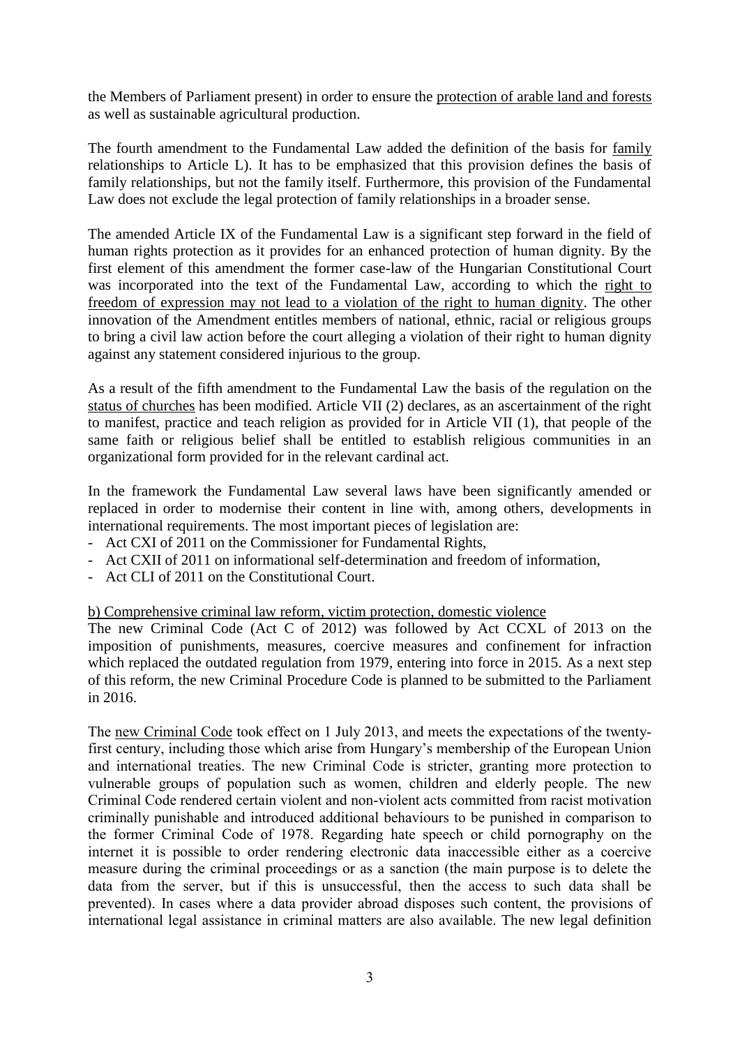the Members of Parliament present) in order to ensure the protection of arable land and forests as well as sustainable agricultural production.

The fourth amendment to the Fundamental Law added the definition of the basis for family relationships to Article L). It has to be emphasized that this provision defines the basis of family relationships, but not the family itself. Furthermore, this provision of the Fundamental Law does not exclude the legal protection of family relationships in a broader sense.

The amended Article IX of the Fundamental Law is a significant step forward in the field of human rights protection as it provides for an enhanced protection of human dignity. By the first element of this amendment the former case-law of the Hungarian Constitutional Court was incorporated into the text of the Fundamental Law, according to which the right to freedom of expression may not lead to a violation of the right to human dignity. The other innovation of the Amendment entitles members of national, ethnic, racial or religious groups to bring a civil law action before the court alleging a violation of their right to human dignity against any statement considered injurious to the group.

As a result of the fifth amendment to the Fundamental Law the basis of the regulation on the status of churches has been modified. Article VII (2) declares, as an ascertainment of the right to manifest, practice and teach religion as provided for in Article VII (1), that people of the same faith or religious belief shall be entitled to establish religious communities in an organizational form provided for in the relevant cardinal act.

In the framework the Fundamental Law several laws have been significantly amended or replaced in order to modernise their content in line with, among others, developments in international requirements. The most important pieces of legislation are:

- Act CXI of 2011 on the Commissioner for Fundamental Rights,
- Act CXII of 2011 on informational self-determination and freedom of information,
- Act CLI of 2011 on the Constitutional Court.

b) Comprehensive criminal law reform, victim protection, domestic violence

The new Criminal Code (Act C of 2012) was followed by Act CCXL of 2013 on the imposition of punishments, measures, coercive measures and confinement for infraction which replaced the outdated regulation from 1979, entering into force in 2015. As a next step of this reform, the new Criminal Procedure Code is planned to be submitted to the Parliament in 2016.

The new Criminal Code took effect on 1 July 2013, and meets the expectations of the twenty-first century, including those which arise from Hungary's membership of the European Union and international treaties. The new Criminal Code is stricter, granting more protection to vulnerable groups of population such as women, children and elderly people. The new Criminal Code rendered certain violent and non-violent acts committed from racist motivation criminally punishable and introduced additional behaviours to be punished in comparison to the former Criminal Code of 1978. Regarding hate speech or child pornography on the internet it is possible to order rendering electronic data inaccessible either as a coercive measure during the criminal proceedings or as a sanction (the main purpose is to delete the data from the server, but if this is unsuccessful, then the access to such data shall be prevented). In cases where a data provider abroad disposes such content, the provisions of international legal assistance in criminal matters are also available. The new legal definition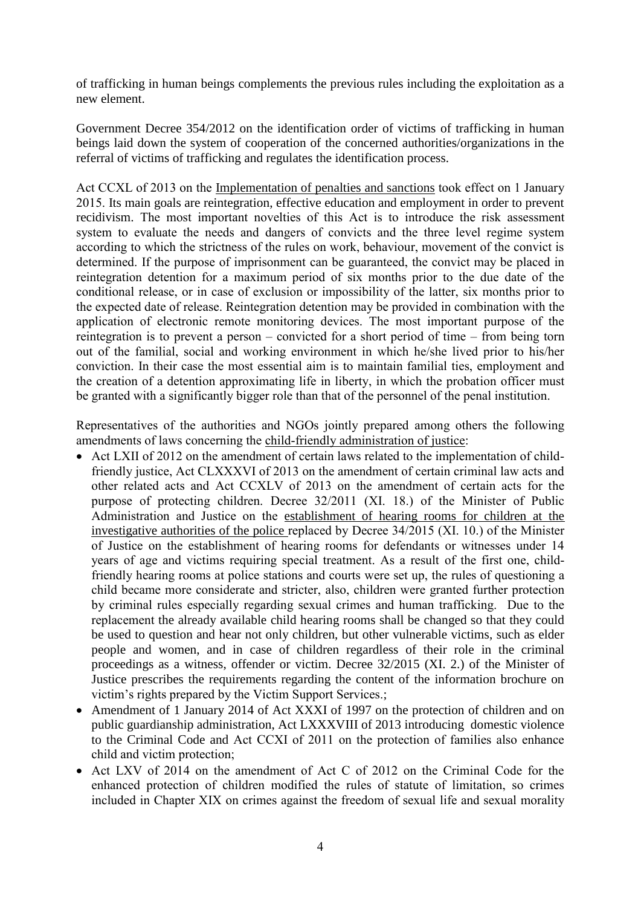of trafficking in human beings complements the previous rules including the exploitation as a new element.

Government Decree 354/2012 on the identification order of victims of trafficking in human beings laid down the system of cooperation of the concerned authorities/organizations in the referral of victims of trafficking and regulates the identification process.

Act CCXL of 2013 on the Implementation of penalties and sanctions took effect on 1 January 2015. Its main goals are reintegration, effective education and employment in order to prevent recidivism. The most important novelties of this Act is to introduce the risk assessment system to evaluate the needs and dangers of convicts and the three level regime system according to which the strictness of the rules on work, behaviour, movement of the convict is determined. If the purpose of imprisonment can be guaranteed, the convict may be placed in reintegration detention for a maximum period of six months prior to the due date of the conditional release, or in case of exclusion or impossibility of the latter, six months prior to the expected date of release. Reintegration detention may be provided in combination with the application of electronic remote monitoring devices. The most important purpose of the reintegration is to prevent a person – convicted for a short period of time – from being torn out of the familial, social and working environment in which he/she lived prior to his/her conviction. In their case the most essential aim is to maintain familial ties, employment and the creation of a detention approximating life in liberty, in which the probation officer must be granted with a significantly bigger role than that of the personnel of the penal institution.

Representatives of the authorities and NGOs jointly prepared among others the following amendments of laws concerning the child-friendly administration of justice:

- Act LXII of 2012 on the amendment of certain laws related to the implementation of child-friendly justice, Act CLXXXVI of 2013 on the amendment of certain criminal law acts and other related acts and Act CCXLV of 2013 on the amendment of certain acts for the purpose of protecting children. Decree 32/2011 (XI. 18.) of the Minister of Public Administration and Justice on the establishment of hearing rooms for children at the investigative authorities of the police replaced by Decree 34/2015 (XI. 10.) of the Minister of Justice on the establishment of hearing rooms for defendants or witnesses under 14 years of age and victims requiring special treatment. As a result of the first one, child-friendly hearing rooms at police stations and courts were set up, the rules of questioning a child became more considerate and stricter, also, children were granted further protection by criminal rules especially regarding sexual crimes and human trafficking. Due to the replacement the already available child hearing rooms shall be changed so that they could be used to question and hear not only children, but other vulnerable victims, such as elder people and women, and in case of children regardless of their role in the criminal proceedings as a witness, offender or victim. Decree 32/2015 (XI. 2.) of the Minister of Justice prescribes the requirements regarding the content of the information brochure on victim's rights prepared by the Victim Support Services.;
- Amendment of 1 January 2014 of Act XXXI of 1997 on the protection of children and on public guardianship administration, Act LXXXVIII of 2013 introducing domestic violence to the Criminal Code and Act CCXI of 2011 on the protection of families also enhance child and victim protection;
- Act LXV of 2014 on the amendment of Act C of 2012 on the Criminal Code for the enhanced protection of children modified the rules of statute of limitation, so crimes included in Chapter XIX on crimes against the freedom of sexual life and sexual morality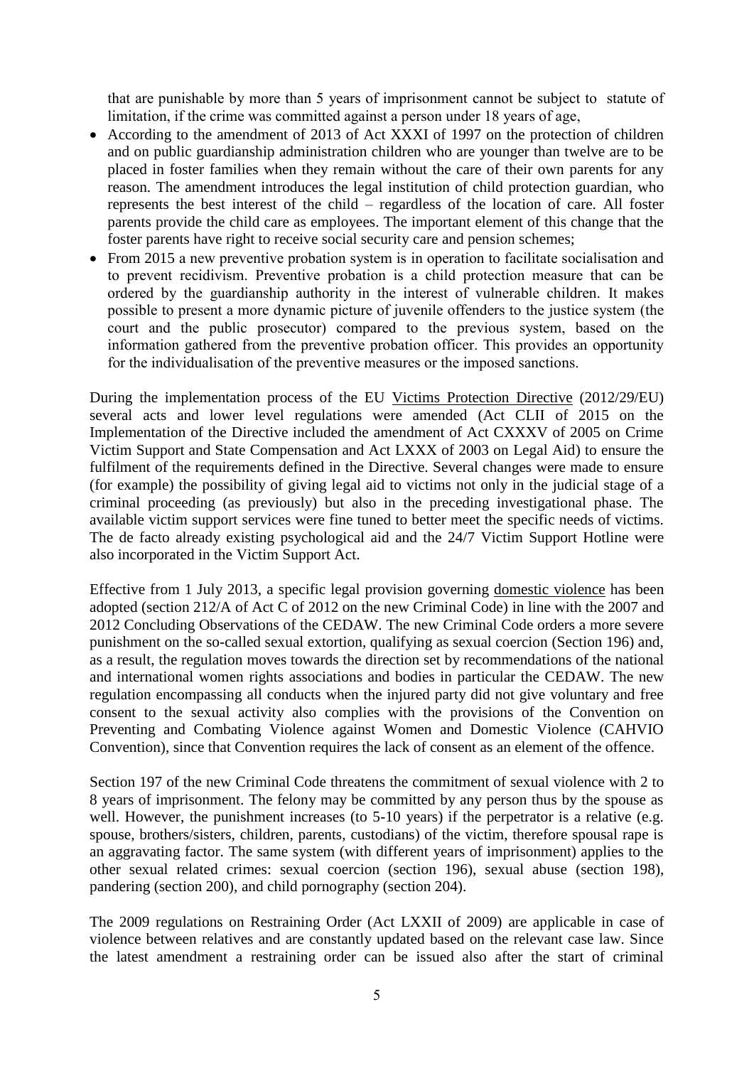that are punishable by more than 5 years of imprisonment cannot be subject to statute of limitation, if the crime was committed against a person under 18 years of age,

- According to the amendment of 2013 of Act XXXI of 1997 on the protection of children and on public guardianship administration children who are younger than twelve are to be placed in foster families when they remain without the care of their own parents for any reason. The amendment introduces the legal institution of child protection guardian, who represents the best interest of the child – regardless of the location of care. All foster parents provide the child care as employees. The important element of this change that the foster parents have right to receive social security care and pension schemes;
- From 2015 a new preventive probation system is in operation to facilitate socialisation and to prevent recidivism. Preventive probation is a child protection measure that can be ordered by the guardianship authority in the interest of vulnerable children. It makes possible to present a more dynamic picture of juvenile offenders to the justice system (the court and the public prosecutor) compared to the previous system, based on the information gathered from the preventive probation officer. This provides an opportunity for the individualisation of the preventive measures or the imposed sanctions.

During the implementation process of the EU Victims Protection Directive (2012/29/EU) several acts and lower level regulations were amended (Act CLII of 2015 on the Implementation of the Directive included the amendment of Act CXXXV of 2005 on Crime Victim Support and State Compensation and Act LXXX of 2003 on Legal Aid) to ensure the fulfilment of the requirements defined in the Directive. Several changes were made to ensure (for example) the possibility of giving legal aid to victims not only in the judicial stage of a criminal proceeding (as previously) but also in the preceding investigational phase. The available victim support services were fine tuned to better meet the specific needs of victims. The de facto already existing psychological aid and the 24/7 Victim Support Hotline were also incorporated in the Victim Support Act.

Effective from 1 July 2013, a specific legal provision governing domestic violence has been adopted (section 212/A of Act C of 2012 on the new Criminal Code) in line with the 2007 and 2012 Concluding Observations of the CEDAW. The new Criminal Code orders a more severe punishment on the so-called sexual extortion, qualifying as sexual coercion (Section 196) and, as a result, the regulation moves towards the direction set by recommendations of the national and international women rights associations and bodies in particular the CEDAW. The new regulation encompassing all conducts when the injured party did not give voluntary and free consent to the sexual activity also complies with the provisions of the Convention on Preventing and Combating Violence against Women and Domestic Violence (CAHVIO Convention), since that Convention requires the lack of consent as an element of the offence.

Section 197 of the new Criminal Code threatens the commitment of sexual violence with 2 to 8 years of imprisonment. The felony may be committed by any person thus by the spouse as well. However, the punishment increases (to 5-10 years) if the perpetrator is a relative (e.g. spouse, brothers/sisters, children, parents, custodians) of the victim, therefore spousal rape is an aggravating factor. The same system (with different years of imprisonment) applies to the other sexual related crimes: sexual coercion (section 196), sexual abuse (section 198), pandering (section 200), and child pornography (section 204).

The 2009 regulations on Restraining Order (Act LXXII of 2009) are applicable in case of violence between relatives and are constantly updated based on the relevant case law. Since the latest amendment a restraining order can be issued also after the start of criminal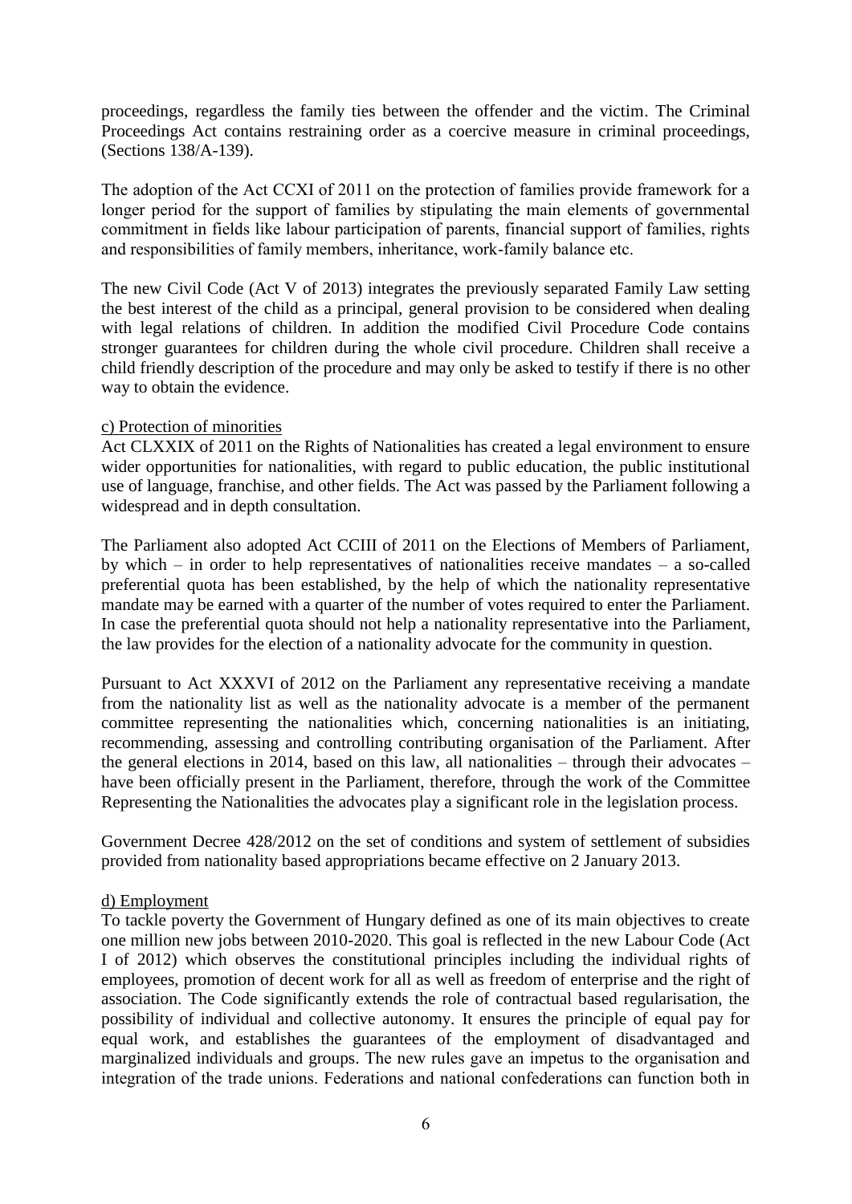proceedings, regardless the family ties between the offender and the victim. The Criminal Proceedings Act contains restraining order as a coercive measure in criminal proceedings, (Sections 138/A-139).

The adoption of the Act CCXI of 2011 on the protection of families provide framework for a longer period for the support of families by stipulating the main elements of governmental commitment in fields like labour participation of parents, financial support of families, rights and responsibilities of family members, inheritance, work-family balance etc.

The new Civil Code (Act V of 2013) integrates the previously separated Family Law setting the best interest of the child as a principal, general provision to be considered when dealing with legal relations of children. In addition the modified Civil Procedure Code contains stronger guarantees for children during the whole civil procedure. Children shall receive a child friendly description of the procedure and may only be asked to testify if there is no other way to obtain the evidence.

c) Protection of minorities

Act CLXXIX of 2011 on the Rights of Nationalities has created a legal environment to ensure wider opportunities for nationalities, with regard to public education, the public institutional use of language, franchise, and other fields. The Act was passed by the Parliament following a widespread and in depth consultation.

The Parliament also adopted Act CCIII of 2011 on the Elections of Members of Parliament, by which – in order to help representatives of nationalities receive mandates – a so-called preferential quota has been established, by the help of which the nationality representative mandate may be earned with a quarter of the number of votes required to enter the Parliament. In case the preferential quota should not help a nationality representative into the Parliament, the law provides for the election of a nationality advocate for the community in question.

Pursuant to Act XXXVI of 2012 on the Parliament any representative receiving a mandate from the nationality list as well as the nationality advocate is a member of the permanent committee representing the nationalities which, concerning nationalities is an initiating, recommending, assessing and controlling contributing organisation of the Parliament. After the general elections in 2014, based on this law, all nationalities – through their advocates – have been officially present in the Parliament, therefore, through the work of the Committee Representing the Nationalities the advocates play a significant role in the legislation process.

Government Decree 428/2012 on the set of conditions and system of settlement of subsidies provided from nationality based appropriations became effective on 2 January 2013.

d) Employment

To tackle poverty the Government of Hungary defined as one of its main objectives to create one million new jobs between 2010-2020. This goal is reflected in the new Labour Code (Act I of 2012) which observes the constitutional principles including the individual rights of employees, promotion of decent work for all as well as freedom of enterprise and the right of association. The Code significantly extends the role of contractual based regularisation, the possibility of individual and collective autonomy. It ensures the principle of equal pay for equal work, and establishes the guarantees of the employment of disadvantaged and marginalized individuals and groups. The new rules gave an impetus to the organisation and integration of the trade unions. Federations and national confederations can function both in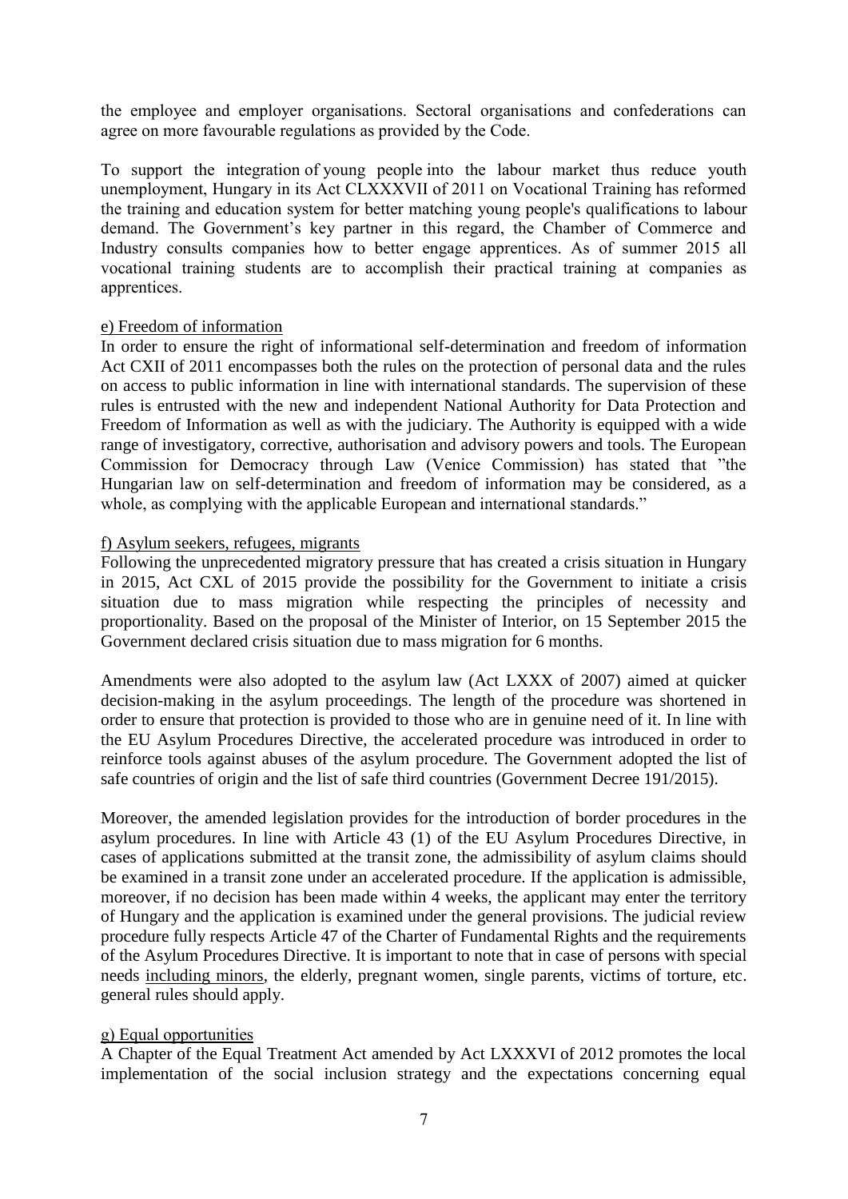the employee and employer organisations. Sectoral organisations and confederations can agree on more favourable regulations as provided by the Code.

To support the integration of young people into the labour market thus reduce youth unemployment, Hungary in its Act CLXXXVII of 2011 on Vocational Training has reformed the training and education system for better matching young people's qualifications to labour demand. The Government's key partner in this regard, the Chamber of Commerce and Industry consults companies how to better engage apprentices. As of summer 2015 all vocational training students are to accomplish their practical training at companies as apprentices.

e) Freedom of information

In order to ensure the right of informational self-determination and freedom of information Act CXII of 2011 encompasses both the rules on the protection of personal data and the rules on access to public information in line with international standards. The supervision of these rules is entrusted with the new and independent National Authority for Data Protection and Freedom of Information as well as with the judiciary. The Authority is equipped with a wide range of investigatory, corrective, authorisation and advisory powers and tools. The European Commission for Democracy through Law (Venice Commission) has stated that "the Hungarian law on self-determination and freedom of information may be considered, as a whole, as complying with the applicable European and international standards."

f) Asylum seekers, refugees, migrants

Following the unprecedented migratory pressure that has created a crisis situation in Hungary in 2015, Act CXL of 2015 provide the possibility for the Government to initiate a crisis situation due to mass migration while respecting the principles of necessity and proportionality. Based on the proposal of the Minister of Interior, on 15 September 2015 the Government declared crisis situation due to mass migration for 6 months.

Amendments were also adopted to the asylum law (Act LXXX of 2007) aimed at quicker decision-making in the asylum proceedings. The length of the procedure was shortened in order to ensure that protection is provided to those who are in genuine need of it. In line with the EU Asylum Procedures Directive, the accelerated procedure was introduced in order to reinforce tools against abuses of the asylum procedure. The Government adopted the list of safe countries of origin and the list of safe third countries (Government Decree 191/2015).

Moreover, the amended legislation provides for the introduction of border procedures in the asylum procedures. In line with Article 43 (1) of the EU Asylum Procedures Directive, in cases of applications submitted at the transit zone, the admissibility of asylum claims should be examined in a transit zone under an accelerated procedure. If the application is admissible, moreover, if no decision has been made within 4 weeks, the applicant may enter the territory of Hungary and the application is examined under the general provisions. The judicial review procedure fully respects Article 47 of the Charter of Fundamental Rights and the requirements of the Asylum Procedures Directive. It is important to note that in case of persons with special needs including minors, the elderly, pregnant women, single parents, victims of torture, etc. general rules should apply.

g) Equal opportunities

A Chapter of the Equal Treatment Act amended by Act LXXXVI of 2012 promotes the local implementation of the social inclusion strategy and the expectations concerning equal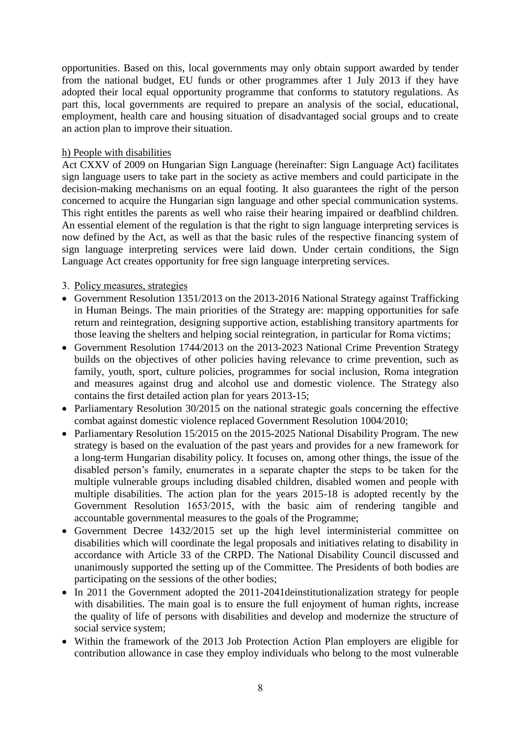opportunities. Based on this, local governments may only obtain support awarded by tender from the national budget, EU funds or other programmes after 1 July 2013 if they have adopted their local equal opportunity programme that conforms to statutory regulations. As part this, local governments are required to prepare an analysis of the social, educational, employment, health care and housing situation of disadvantaged social groups and to create an action plan to improve their situation.

h) People with disabilities

Act CXXV of 2009 on Hungarian Sign Language (hereinafter: Sign Language Act) facilitates sign language users to take part in the society as active members and could participate in the decision-making mechanisms on an equal footing. It also guarantees the right of the person concerned to acquire the Hungarian sign language and other special communication systems. This right entitles the parents as well who raise their hearing impaired or deafblind children. An essential element of the regulation is that the right to sign language interpreting services is now defined by the Act, as well as that the basic rules of the respective financing system of sign language interpreting services were laid down. Under certain conditions, the Sign Language Act creates opportunity for free sign language interpreting services.

3. Policy measures, strategies

- Government Resolution 1351/2013 on the 2013-2016 National Strategy against Trafficking in Human Beings. The main priorities of the Strategy are: mapping opportunities for safe return and reintegration, designing supportive action, establishing transitory apartments for those leaving the shelters and helping social reintegration, in particular for Roma victims;
- Government Resolution 1744/2013 on the 2013-2023 National Crime Prevention Strategy builds on the objectives of other policies having relevance to crime prevention, such as family, youth, sport, culture policies, programmes for social inclusion, Roma integration and measures against drug and alcohol use and domestic violence. The Strategy also contains the first detailed action plan for years 2013-15;
- Parliamentary Resolution 30/2015 on the national strategic goals concerning the effective combat against domestic violence replaced Government Resolution 1004/2010;
- Parliamentary Resolution 15/2015 on the 2015-2025 National Disability Program. The new strategy is based on the evaluation of the past years and provides for a new framework for a long-term Hungarian disability policy. It focuses on, among other things, the issue of the disabled person's family, enumerates in a separate chapter the steps to be taken for the multiple vulnerable groups including disabled children, disabled women and people with multiple disabilities. The action plan for the years 2015-18 is adopted recently by the Government Resolution 1653/2015, with the basic aim of rendering tangible and accountable governmental measures to the goals of the Programme;
- Government Decree 1432/2015 set up the high level interministerial committee on disabilities which will coordinate the legal proposals and initiatives relating to disability in accordance with Article 33 of the CRPD. The National Disability Council discussed and unanimously supported the setting up of the Committee. The Presidents of both bodies are participating on the sessions of the other bodies;
- In 2011 the Government adopted the 2011-2041deinstitutionalization strategy for people with disabilities. The main goal is to ensure the full enjoyment of human rights, increase the quality of life of persons with disabilities and develop and modernize the structure of social service system;
- Within the framework of the 2013 Job Protection Action Plan employers are eligible for contribution allowance in case they employ individuals who belong to the most vulnerable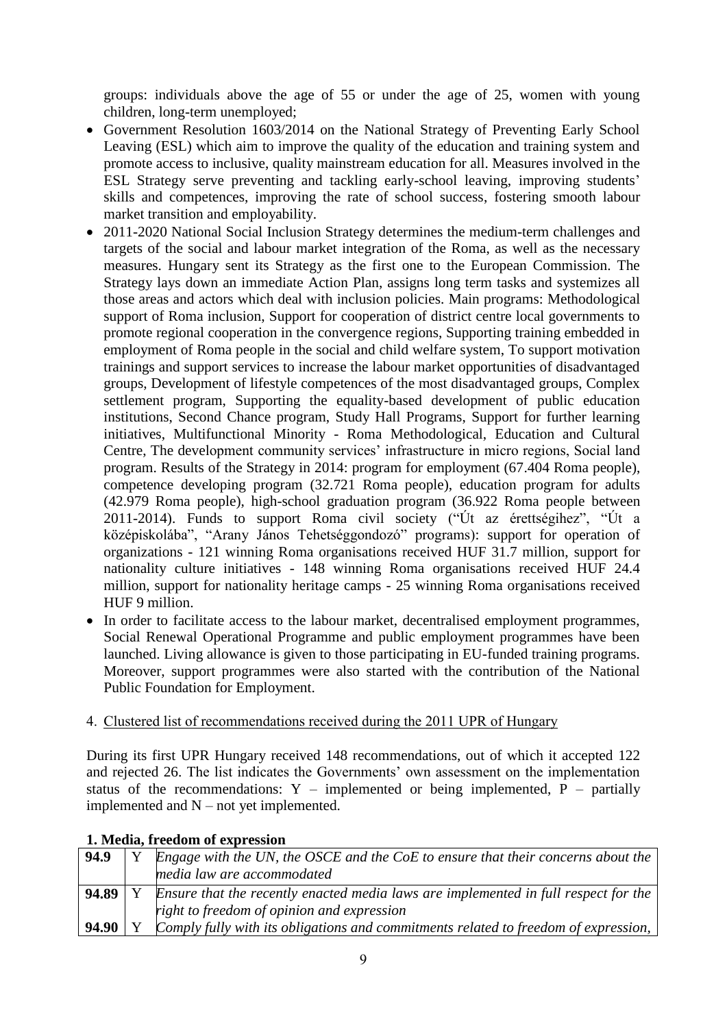groups: individuals above the age of 55 or under the age of 25, women with young children, long-term unemployed;

- Government Resolution 1603/2014 on the National Strategy of Preventing Early School Leaving (ESL) which aim to improve the quality of the education and training system and promote access to inclusive, quality mainstream education for all. Measures involved in the ESL Strategy serve preventing and tackling early-school leaving, improving students' skills and competences, improving the rate of school success, fostering smooth labour market transition and employability.
- 2011-2020 National Social Inclusion Strategy determines the medium-term challenges and targets of the social and labour market integration of the Roma, as well as the necessary measures. Hungary sent its Strategy as the first one to the European Commission. The Strategy lays down an immediate Action Plan, assigns long term tasks and systemizes all those areas and actors which deal with inclusion policies. Main programs: Methodological support of Roma inclusion, Support for cooperation of district centre local governments to promote regional cooperation in the convergence regions, Supporting training embedded in employment of Roma people in the social and child welfare system, To support motivation trainings and support services to increase the labour market opportunities of disadvantaged groups, Development of lifestyle competences of the most disadvantaged groups, Complex settlement program, Supporting the equality-based development of public education institutions, Second Chance program, Study Hall Programs, Support for further learning initiatives, Multifunctional Minority - Roma Methodological, Education and Cultural Centre, The development community services' infrastructure in micro regions, Social land program. Results of the Strategy in 2014: program for employment (67.404 Roma people), competence developing program (32.721 Roma people), education program for adults (42.979 Roma people), high-school graduation program (36.922 Roma people between 2011-2014). Funds to support Roma civil society ("Út az érettségihez", "Út a középiskolába", "Arany János Tehetséggondozó" programs): support for operation of organizations - 121 winning Roma organisations received HUF 31.7 million, support for nationality culture initiatives - 148 winning Roma organisations received HUF 24.4 million, support for nationality heritage camps - 25 winning Roma organisations received HUF 9 million.
- In order to facilitate access to the labour market, decentralised employment programmes, Social Renewal Operational Programme and public employment programmes have been launched. Living allowance is given to those participating in EU-funded training programs. Moreover, support programmes were also started with the contribution of the National Public Foundation for Employment.

4. Clustered list of recommendations received during the 2011 UPR of Hungary

During its first UPR Hungary received 148 recommendations, out of which it accepted 122 and rejected 26. The list indicates the Governments' own assessment on the implementation status of the recommendations: Y – implemented or being implemented, P – partially implemented and N – not yet implemented.

**1. Media, freedom of expression**

| | | |
|---|---|---|
| **94.9** | Y | *Engage with the UN, the OSCE and the CoE to ensure that their concerns about the media law are accommodated* |
| **94.89** | Y | *Ensure that the recently enacted media laws are implemented in full respect for the right to freedom of opinion and expression* |
| **94.90** | Y | *Comply fully with its obligations and commitments related to freedom of expression,* |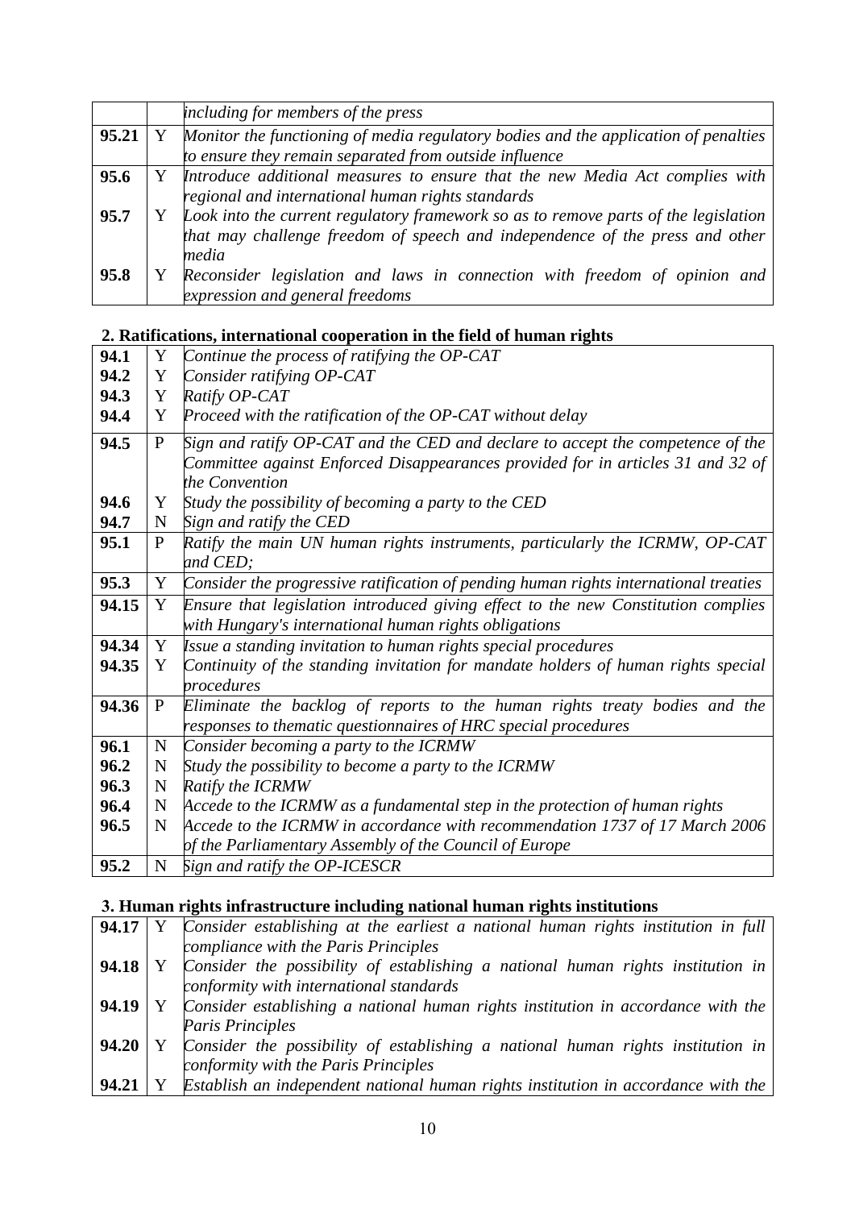| | | |
|---|---|---|
| | | *including for members of the press* |
| **95.21** | Y | *Monitor the functioning of media regulatory bodies and the application of penalties to ensure they remain separated from outside influence* |
| **95.6** | Y | *Introduce additional measures to ensure that the new Media Act complies with regional and international human rights standards* |
| **95.7** | Y | *Look into the current regulatory framework so as to remove parts of the legislation that may challenge freedom of speech and independence of the press and other media* |
| **95.8** | Y | *Reconsider legislation and laws in connection with freedom of opinion and expression and general freedoms* |

**2. Ratifications, international cooperation in the field of human rights**

| | | |
|---|---|---|
| **94.1** | Y | *Continue the process of ratifying the OP-CAT* |
| **94.2** | Y | *Consider ratifying OP-CAT* |
| **94.3** | Y | *Ratify OP-CAT* |
| **94.4** | Y | *Proceed with the ratification of the OP-CAT without delay* |
| **94.5** | P | *Sign and ratify OP-CAT and the CED and declare to accept the competence of the Committee against Enforced Disappearances provided for in articles 31 and 32 of the Convention* |
| **94.6** | Y | *Study the possibility of becoming a party to the CED* |
| **94.7** | N | *Sign and ratify the CED* |
| **95.1** | P | *Ratify the main UN human rights instruments, particularly the ICRMW, OP-CAT and CED;* |
| **95.3** | Y | *Consider the progressive ratification of pending human rights international treaties* |
| **94.15** | Y | *Ensure that legislation introduced giving effect to the new Constitution complies with Hungary's international human rights obligations* |
| **94.34** | Y | *Issue a standing invitation to human rights special procedures* |
| **94.35** | Y | *Continuity of the standing invitation for mandate holders of human rights special procedures* |
| **94.36** | P | *Eliminate the backlog of reports to the human rights treaty bodies and the responses to thematic questionnaires of HRC special procedures* |
| **96.1** | N | *Consider becoming a party to the ICRMW* |
| **96.2** | N | *Study the possibility to become a party to the ICRMW* |
| **96.3** | N | *Ratify the ICRMW* |
| **96.4** | N | *Accede to the ICRMW as a fundamental step in the protection of human rights* |
| **96.5** | N | *Accede to the ICRMW in accordance with recommendation 1737 of 17 March 2006 of the Parliamentary Assembly of the Council of Europe* |
| **95.2** | N | *Sign and ratify the OP-ICESCR* |

**3. Human rights infrastructure including national human rights institutions**

| | | |
|---|---|---|
| **94.17** | Y | *Consider establishing at the earliest a national human rights institution in full compliance with the Paris Principles* |
| **94.18** | Y | *Consider the possibility of establishing a national human rights institution in conformity with international standards* |
| **94.19** | Y | *Consider establishing a national human rights institution in accordance with the Paris Principles* |
| **94.20** | Y | *Consider the possibility of establishing a national human rights institution in conformity with the Paris Principles* |
| **94.21** | Y | *Establish an independent national human rights institution in accordance with the* |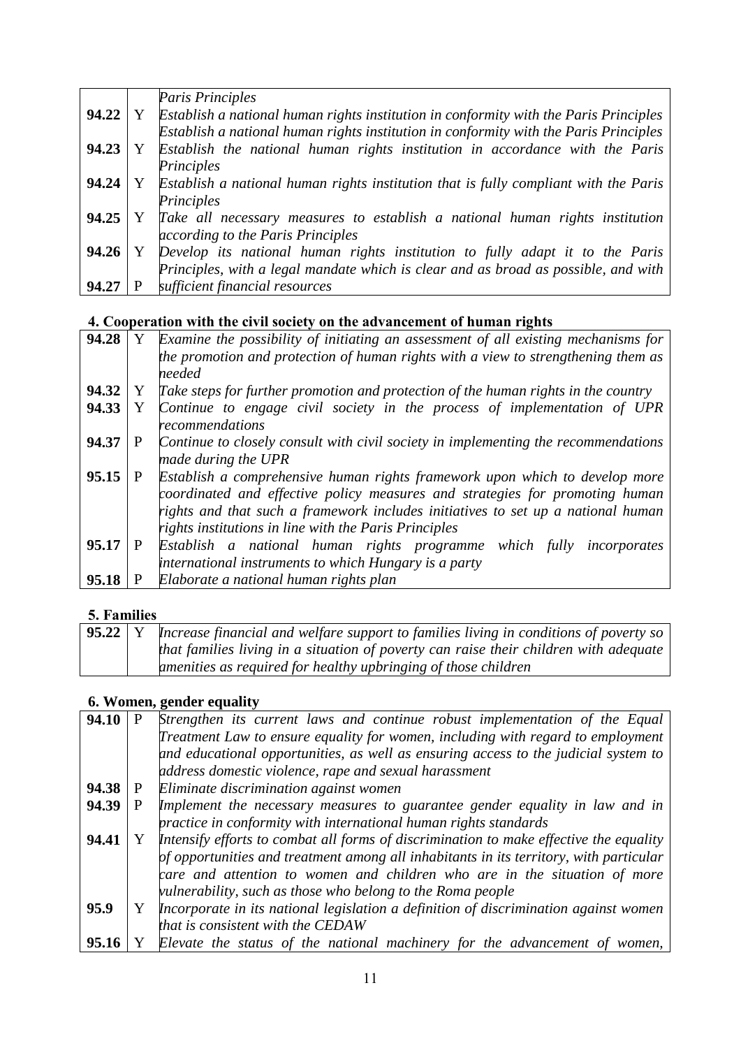| | | |
|---|---|---|
| | | *Paris Principles* |
| **94.22** | Y | *Establish a national human rights institution in conformity with the Paris Principles* |
| | | *Establish a national human rights institution in conformity with the Paris Principles* |
| **94.23** | Y | *Establish the national human rights institution in accordance with the Paris Principles* |
| **94.24** | Y | *Establish a national human rights institution that is fully compliant with the Paris Principles* |
| **94.25** | Y | *Take all necessary measures to establish a national human rights institution according to the Paris Principles* |
| **94.26** | Y | *Develop its national human rights institution to fully adapt it to the Paris Principles, with a legal mandate which is clear and as broad as possible, and with* |
| **94.27** | P | *sufficient financial resources* |

**4. Cooperation with the civil society on the advancement of human rights**

| | | |
|---|---|---|
| **94.28** | Y | *Examine the possibility of initiating an assessment of all existing mechanisms for the promotion and protection of human rights with a view to strengthening them as needed* |
| **94.32** | Y | *Take steps for further promotion and protection of the human rights in the country* |
| **94.33** | Y | *Continue to engage civil society in the process of implementation of UPR recommendations* |
| **94.37** | P | *Continue to closely consult with civil society in implementing the recommendations made during the UPR* |
| **95.15** | P | *Establish a comprehensive human rights framework upon which to develop more coordinated and effective policy measures and strategies for promoting human rights and that such a framework includes initiatives to set up a national human rights institutions in line with the Paris Principles* |
| **95.17** | P | *Establish a national human rights programme which fully incorporates international instruments to which Hungary is a party* |
| **95.18** | P | *Elaborate a national human rights plan* |

**5. Families**

| | | |
|---|---|---|
| **95.22** | Y | *Increase financial and welfare support to families living in conditions of poverty so that families living in a situation of poverty can raise their children with adequate amenities as required for healthy upbringing of those children* |

**6. Women, gender equality**

| | | |
|---|---|---|
| **94.10** | P | *Strengthen its current laws and continue robust implementation of the Equal Treatment Law to ensure equality for women, including with regard to employment and educational opportunities, as well as ensuring access to the judicial system to address domestic violence, rape and sexual harassment* |
| **94.38** | P | *Eliminate discrimination against women* |
| **94.39** | P | *Implement the necessary measures to guarantee gender equality in law and in practice in conformity with international human rights standards* |
| **94.41** | Y | *Intensify efforts to combat all forms of discrimination to make effective the equality of opportunities and treatment among all inhabitants in its territory, with particular care and attention to women and children who are in the situation of more vulnerability, such as those who belong to the Roma people* |
| **95.9** | Y | *Incorporate in its national legislation a definition of discrimination against women that is consistent with the CEDAW* |
| **95.16** | Y | *Elevate the status of the national machinery for the advancement of women,* |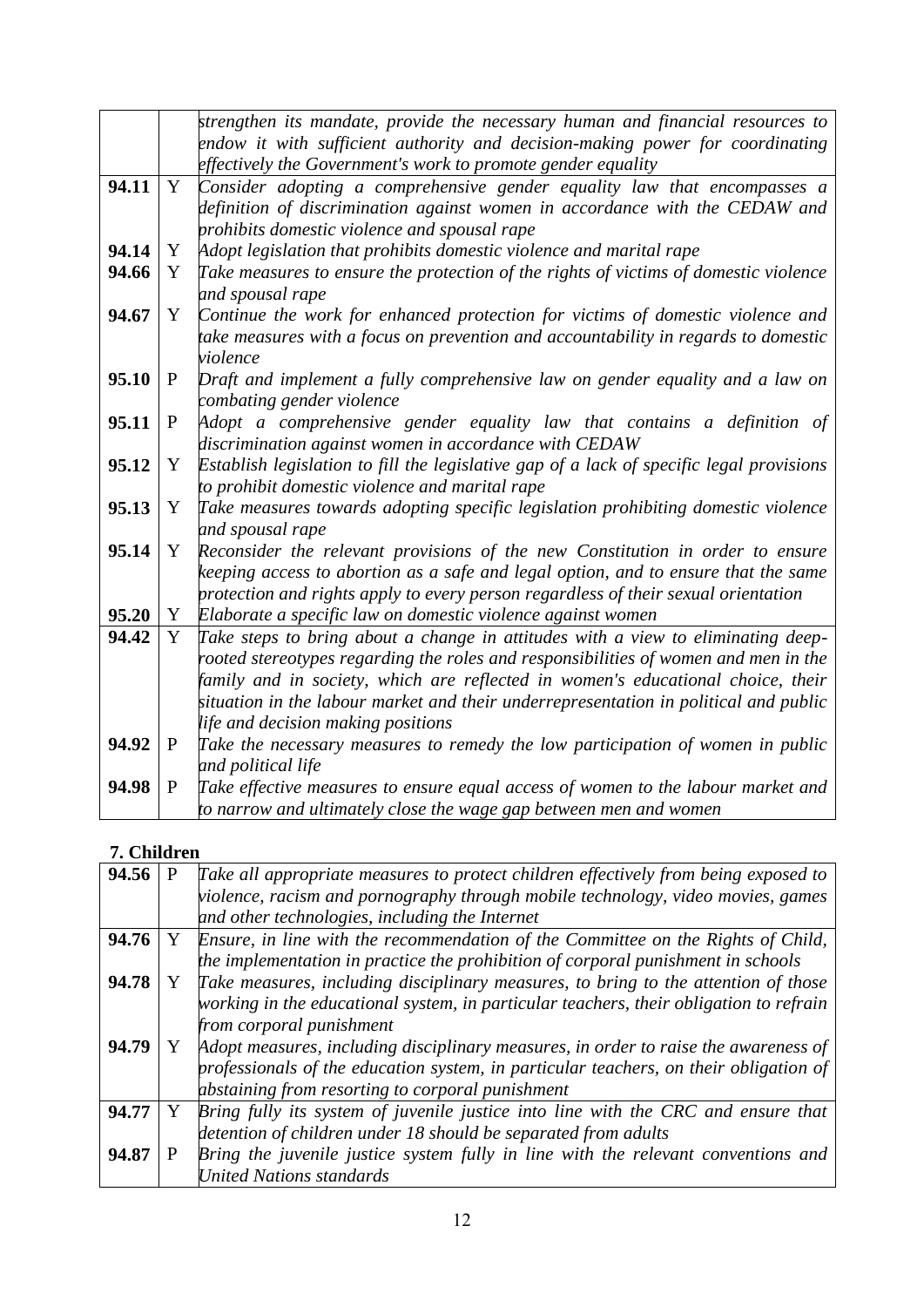|  |  |  |
|---|---|---|
|  |  | *strengthen its mandate, provide the necessary human and financial resources to endow it with sufficient authority and decision-making power for coordinating effectively the Government's work to promote gender equality* |
| **94.11** | Y | *Consider adopting a comprehensive gender equality law that encompasses a definition of discrimination against women in accordance with the CEDAW and prohibits domestic violence and spousal rape* |
| **94.14** | Y | *Adopt legislation that prohibits domestic violence and marital rape* |
| **94.66** | Y | *Take measures to ensure the protection of the rights of victims of domestic violence and spousal rape* |
| **94.67** | Y | *Continue the work for enhanced protection for victims of domestic violence and take measures with a focus on prevention and accountability in regards to domestic violence* |
| **95.10** | P | *Draft and implement a fully comprehensive law on gender equality and a law on combating gender violence* |
| **95.11** | P | *Adopt a comprehensive gender equality law that contains a definition of discrimination against women in accordance with CEDAW* |
| **95.12** | Y | *Establish legislation to fill the legislative gap of a lack of specific legal provisions to prohibit domestic violence and marital rape* |
| **95.13** | Y | *Take measures towards adopting specific legislation prohibiting domestic violence and spousal rape* |
| **95.14** | Y | *Reconsider the relevant provisions of the new Constitution in order to ensure keeping access to abortion as a safe and legal option, and to ensure that the same protection and rights apply to every person regardless of their sexual orientation* |
| **95.20** | Y | *Elaborate a specific law on domestic violence against women* |
| **94.42** | Y | *Take steps to bring about a change in attitudes with a view to eliminating deep-rooted stereotypes regarding the roles and responsibilities of women and men in the family and in society, which are reflected in women's educational choice, their situation in the labour market and their underrepresentation in political and public life and decision making positions* |
| **94.92** | P | *Take the necessary measures to remedy the low participation of women in public and political life* |
| **94.98** | P | *Take effective measures to ensure equal access of women to the labour market and to narrow and ultimately close the wage gap between men and women* |

**7. Children**

|  |  |  |
|---|---|---|
| **94.56** | P | *Take all appropriate measures to protect children effectively from being exposed to violence, racism and pornography through mobile technology, video movies, games and other technologies, including the Internet* |
| **94.76** | Y | *Ensure, in line with the recommendation of the Committee on the Rights of Child, the implementation in practice the prohibition of corporal punishment in schools* |
| **94.78** | Y | *Take measures, including disciplinary measures, to bring to the attention of those working in the educational system, in particular teachers, their obligation to refrain from corporal punishment* |
| **94.79** | Y | *Adopt measures, including disciplinary measures, in order to raise the awareness of professionals of the education system, in particular teachers, on their obligation of abstaining from resorting to corporal punishment* |
| **94.77** | Y | *Bring fully its system of juvenile justice into line with the CRC and ensure that detention of children under 18 should be separated from adults* |
| **94.87** | P | *Bring the juvenile justice system fully in line with the relevant conventions and United Nations standards* |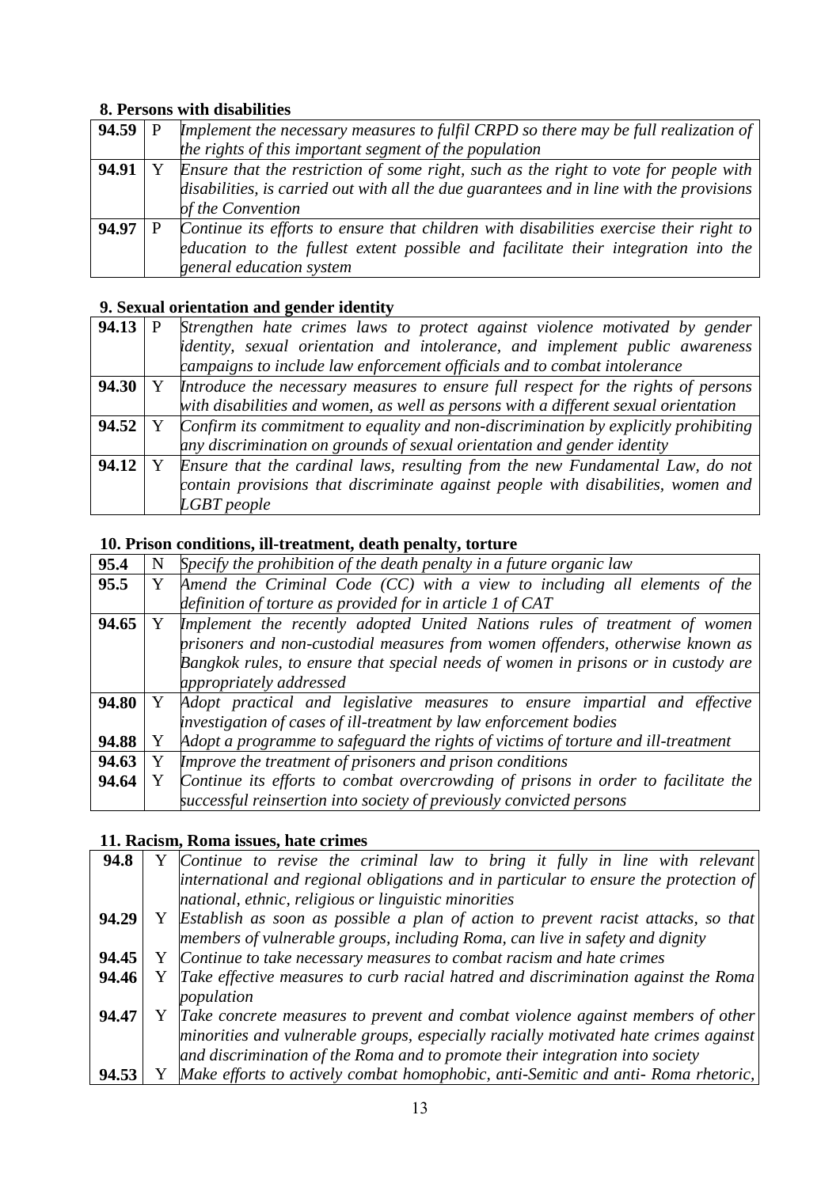**8. Persons with disabilities**

| | | |
|---|---|---|
| **94.59** | P | *Implement the necessary measures to fulfil CRPD so there may be full realization of the rights of this important segment of the population* |
| **94.91** | Y | *Ensure that the restriction of some right, such as the right to vote for people with disabilities, is carried out with all the due guarantees and in line with the provisions of the Convention* |
| **94.97** | P | *Continue its efforts to ensure that children with disabilities exercise their right to education to the fullest extent possible and facilitate their integration into the general education system* |

**9. Sexual orientation and gender identity**

| | | |
|---|---|---|
| **94.13** | P | *Strengthen hate crimes laws to protect against violence motivated by gender identity, sexual orientation and intolerance, and implement public awareness campaigns to include law enforcement officials and to combat intolerance* |
| **94.30** | Y | *Introduce the necessary measures to ensure full respect for the rights of persons with disabilities and women, as well as persons with a different sexual orientation* |
| **94.52** | Y | *Confirm its commitment to equality and non-discrimination by explicitly prohibiting any discrimination on grounds of sexual orientation and gender identity* |
| **94.12** | Y | *Ensure that the cardinal laws, resulting from the new Fundamental Law, do not contain provisions that discriminate against people with disabilities, women and LGBT people* |

**10. Prison conditions, ill-treatment, death penalty, torture**

| | | |
|---|---|---|
| **95.4** | N | *Specify the prohibition of the death penalty in a future organic law* |
| **95.5** | Y | *Amend the Criminal Code (CC) with a view to including all elements of the definition of torture as provided for in article 1 of CAT* |
| **94.65** | Y | *Implement the recently adopted United Nations rules of treatment of women prisoners and non-custodial measures from women offenders, otherwise known as Bangkok rules, to ensure that special needs of women in prisons or in custody are appropriately addressed* |
| **94.80** | Y | *Adopt practical and legislative measures to ensure impartial and effective investigation of cases of ill-treatment by law enforcement bodies* |
| **94.88** | Y | *Adopt a programme to safeguard the rights of victims of torture and ill-treatment* |
| **94.63** | Y | *Improve the treatment of prisoners and prison conditions* |
| **94.64** | Y | *Continue its efforts to combat overcrowding of prisons in order to facilitate the successful reinsertion into society of previously convicted persons* |

**11. Racism, Roma issues, hate crimes**

| | | |
|---|---|---|
| **94.8** | Y | *Continue to revise the criminal law to bring it fully in line with relevant international and regional obligations and in particular to ensure the protection of national, ethnic, religious or linguistic minorities* |
| **94.29** | Y | *Establish as soon as possible a plan of action to prevent racist attacks, so that members of vulnerable groups, including Roma, can live in safety and dignity* |
| **94.45** | Y | *Continue to take necessary measures to combat racism and hate crimes* |
| **94.46** | Y | *Take effective measures to curb racial hatred and discrimination against the Roma population* |
| **94.47** | Y | *Take concrete measures to prevent and combat violence against members of other minorities and vulnerable groups, especially racially motivated hate crimes against and discrimination of the Roma and to promote their integration into society* |
| **94.53** | Y | *Make efforts to actively combat homophobic, anti-Semitic and anti- Roma rhetoric,* |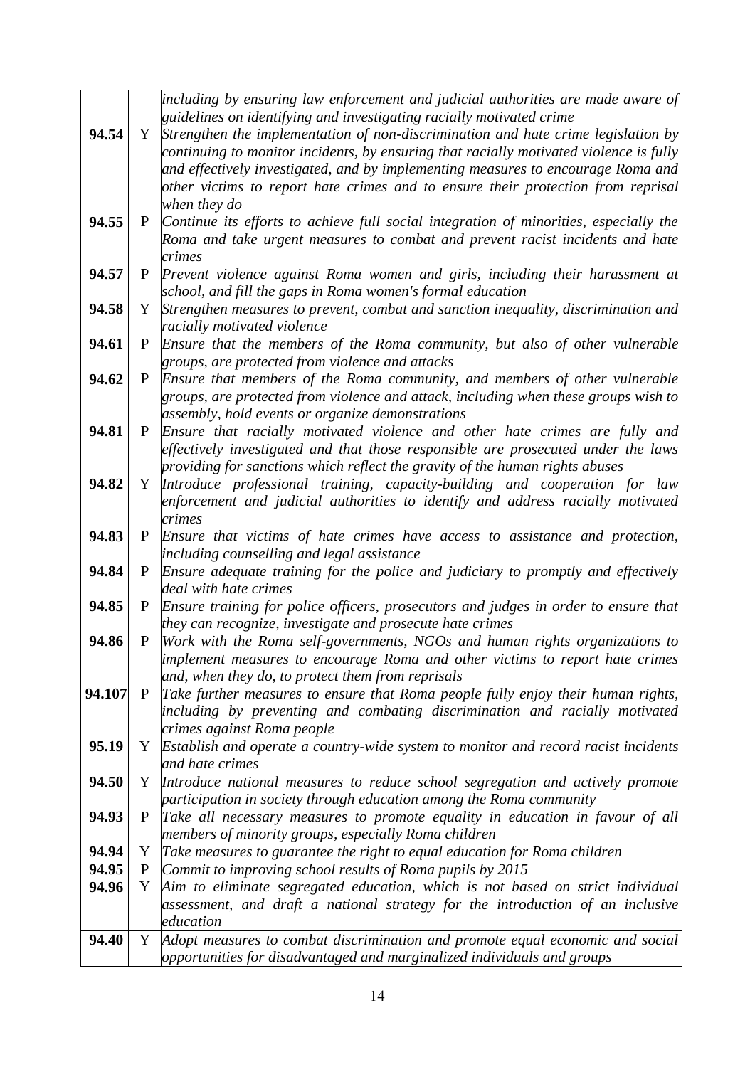| | | |
|---|---|---|
| | | *including by ensuring law enforcement and judicial authorities are made aware of guidelines on identifying and investigating racially motivated crime* |
| **94.54** | Y | *Strengthen the implementation of non-discrimination and hate crime legislation by continuing to monitor incidents, by ensuring that racially motivated violence is fully and effectively investigated, and by implementing measures to encourage Roma and other victims to report hate crimes and to ensure their protection from reprisal when they do* |
| **94.55** | P | *Continue its efforts to achieve full social integration of minorities, especially the Roma and take urgent measures to combat and prevent racist incidents and hate crimes* |
| **94.57** | P | *Prevent violence against Roma women and girls, including their harassment at school, and fill the gaps in Roma women's formal education* |
| **94.58** | Y | *Strengthen measures to prevent, combat and sanction inequality, discrimination and racially motivated violence* |
| **94.61** | P | *Ensure that the members of the Roma community, but also of other vulnerable groups, are protected from violence and attacks* |
| **94.62** | P | *Ensure that members of the Roma community, and members of other vulnerable groups, are protected from violence and attack, including when these groups wish to assembly, hold events or organize demonstrations* |
| **94.81** | P | *Ensure that racially motivated violence and other hate crimes are fully and effectively investigated and that those responsible are prosecuted under the laws providing for sanctions which reflect the gravity of the human rights abuses* |
| **94.82** | Y | *Introduce professional training, capacity-building and cooperation for law enforcement and judicial authorities to identify and address racially motivated crimes* |
| **94.83** | P | *Ensure that victims of hate crimes have access to assistance and protection, including counselling and legal assistance* |
| **94.84** | P | *Ensure adequate training for the police and judiciary to promptly and effectively deal with hate crimes* |
| **94.85** | P | *Ensure training for police officers, prosecutors and judges in order to ensure that they can recognize, investigate and prosecute hate crimes* |
| **94.86** | P | *Work with the Roma self-governments, NGOs and human rights organizations to implement measures to encourage Roma and other victims to report hate crimes and, when they do, to protect them from reprisals* |
| **94.107** | P | *Take further measures to ensure that Roma people fully enjoy their human rights, including by preventing and combating discrimination and racially motivated crimes against Roma people* |
| **95.19** | Y | *Establish and operate a country-wide system to monitor and record racist incidents and hate crimes* |
| **94.50** | Y | *Introduce national measures to reduce school segregation and actively promote participation in society through education among the Roma community* |
| **94.93** | P | *Take all necessary measures to promote equality in education in favour of all members of minority groups, especially Roma children* |
| **94.94** | Y | *Take measures to guarantee the right to equal education for Roma children* |
| **94.95** | P | *Commit to improving school results of Roma pupils by 2015* |
| **94.96** | Y | *Aim to eliminate segregated education, which is not based on strict individual assessment, and draft a national strategy for the introduction of an inclusive education* |
| **94.40** | Y | *Adopt measures to combat discrimination and promote equal economic and social opportunities for disadvantaged and marginalized individuals and groups* |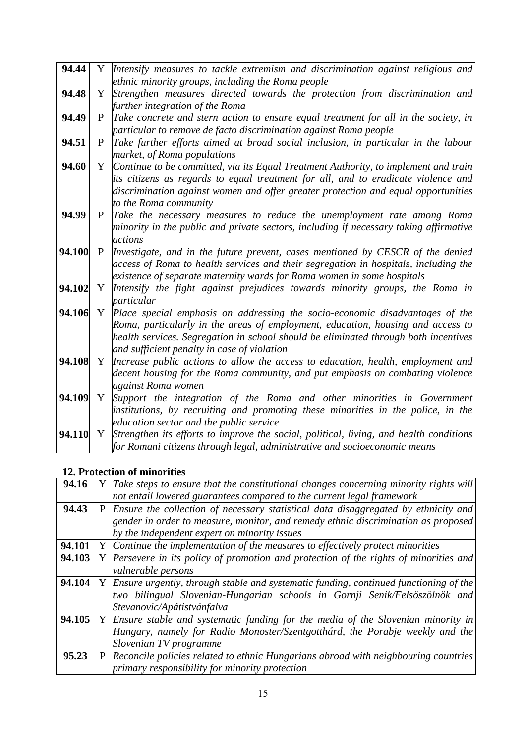| | | |
|---|---|---|
| **94.44** | Y | *Intensify measures to tackle extremism and discrimination against religious and ethnic minority groups, including the Roma people* |
| **94.48** | Y | *Strengthen measures directed towards the protection from discrimination and further integration of the Roma* |
| **94.49** | P | *Take concrete and stern action to ensure equal treatment for all in the society, in particular to remove de facto discrimination against Roma people* |
| **94.51** | P | *Take further efforts aimed at broad social inclusion, in particular in the labour market, of Roma populations* |
| **94.60** | Y | *Continue to be committed, via its Equal Treatment Authority, to implement and train its citizens as regards to equal treatment for all, and to eradicate violence and discrimination against women and offer greater protection and equal opportunities to the Roma community* |
| **94.99** | P | *Take the necessary measures to reduce the unemployment rate among Roma minority in the public and private sectors, including if necessary taking affirmative actions* |
| **94.100** | P | *Investigate, and in the future prevent, cases mentioned by CESCR of the denied access of Roma to health services and their segregation in hospitals, including the existence of separate maternity wards for Roma women in some hospitals* |
| **94.102** | Y | *Intensify the fight against prejudices towards minority groups, the Roma in particular* |
| **94.106** | Y | *Place special emphasis on addressing the socio-economic disadvantages of the Roma, particularly in the areas of employment, education, housing and access to health services. Segregation in school should be eliminated through both incentives and sufficient penalty in case of violation* |
| **94.108** | Y | *Increase public actions to allow the access to education, health, employment and decent housing for the Roma community, and put emphasis on combating violence against Roma women* |
| **94.109** | Y | *Support the integration of the Roma and other minorities in Government institutions, by recruiting and promoting these minorities in the police, in the education sector and the public service* |
| **94.110** | Y | *Strengthen its efforts to improve the social, political, living, and health conditions for Romani citizens through legal, administrative and socioeconomic means* |

**12. Protection of minorities**

| | | |
|---|---|---|
| **94.16** | Y | *Take steps to ensure that the constitutional changes concerning minority rights will not entail lowered guarantees compared to the current legal framework* |
| **94.43** | P | *Ensure the collection of necessary statistical data disaggregated by ethnicity and gender in order to measure, monitor, and remedy ethnic discrimination as proposed by the independent expert on minority issues* |
| **94.101** | Y | *Continue the implementation of the measures to effectively protect minorities* |
| **94.103** | Y | *Persevere in its policy of promotion and protection of the rights of minorities and vulnerable persons* |
| **94.104** | Y | *Ensure urgently, through stable and systematic funding, continued functioning of the two bilingual Slovenian-Hungarian schools in Gornji Senik/Felsöszölnök and Stevanovic/Apátistvánfalva* |
| **94.105** | Y | *Ensure stable and systematic funding for the media of the Slovenian minority in Hungary, namely for Radio Monoster/Szentgotthárd, the Porabje weekly and the Slovenian TV programme* |
| **95.23** | P | *Reconcile policies related to ethnic Hungarians abroad with neighbouring countries primary responsibility for minority protection* |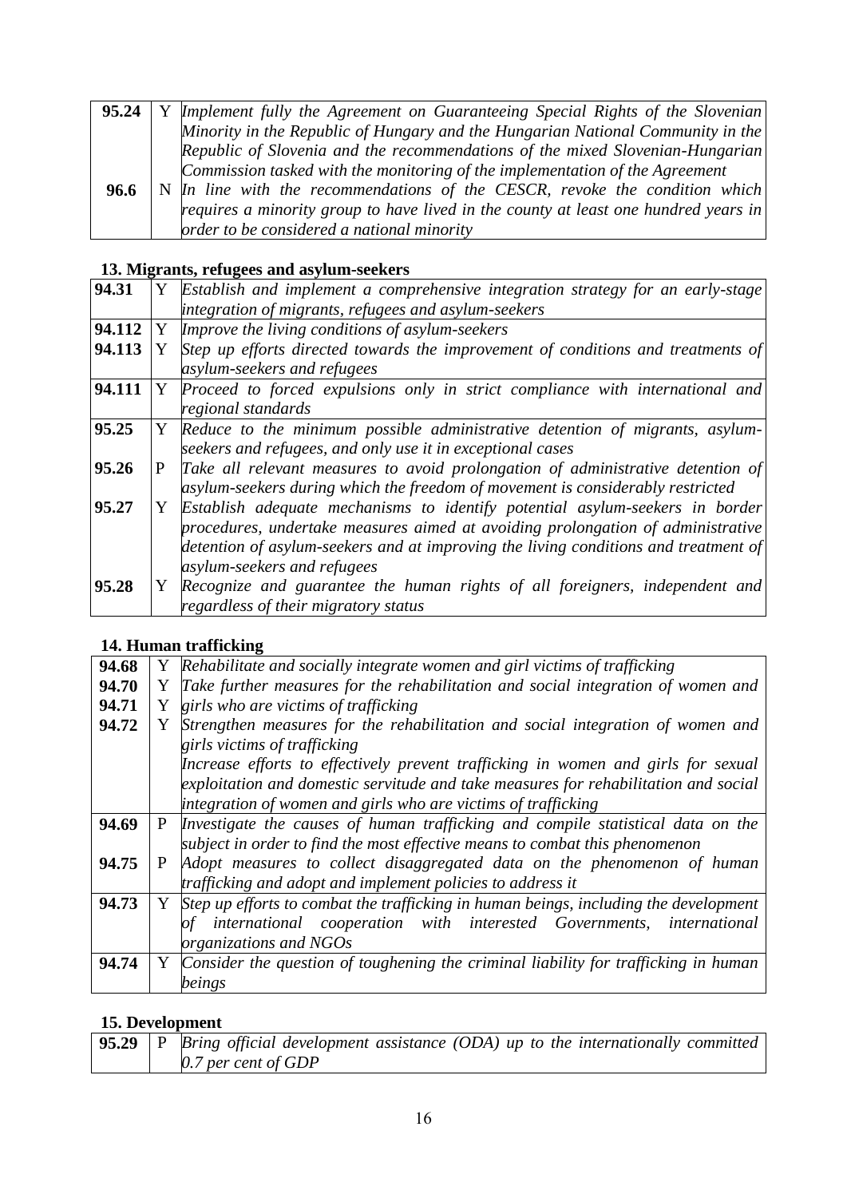| | | |
|---|---|---|
| **95.24** | Y | *Implement fully the Agreement on Guaranteeing Special Rights of the Slovenian Minority in the Republic of Hungary and the Hungarian National Community in the Republic of Slovenia and the recommendations of the mixed Slovenian-Hungarian Commission tasked with the monitoring of the implementation of the Agreement* |
| **96.6** | N | *In line with the recommendations of the CESCR, revoke the condition which requires a minority group to have lived in the county at least one hundred years in order to be considered a national minority* |

## 13. Migrants, refugees and asylum-seekers

| | | |
|---|---|---|
| **94.31** | Y | *Establish and implement a comprehensive integration strategy for an early-stage integration of migrants, refugees and asylum-seekers* |
| **94.112** | Y | *Improve the living conditions of asylum-seekers* |
| **94.113** | Y | *Step up efforts directed towards the improvement of conditions and treatments of asylum-seekers and refugees* |
| **94.111** | Y | *Proceed to forced expulsions only in strict compliance with international and regional standards* |
| **95.25** | Y | *Reduce to the minimum possible administrative detention of migrants, asylum-seekers and refugees, and only use it in exceptional cases* |
| **95.26** | P | *Take all relevant measures to avoid prolongation of administrative detention of asylum-seekers during which the freedom of movement is considerably restricted* |
| **95.27** | Y | *Establish adequate mechanisms to identify potential asylum-seekers in border procedures, undertake measures aimed at avoiding prolongation of administrative detention of asylum-seekers and at improving the living conditions and treatment of asylum-seekers and refugees* |
| **95.28** | Y | *Recognize and guarantee the human rights of all foreigners, independent and regardless of their migratory status* |

## 14. Human trafficking

| | | |
|---|---|---|
| **94.68** | Y | *Rehabilitate and socially integrate women and girl victims of trafficking* |
| **94.70** | Y | *Take further measures for the rehabilitation and social integration of women and girls who are victims of trafficking* |
| **94.71** | Y | *Strengthen measures for the rehabilitation and social integration of women and girls victims of trafficking* |
| **94.72** | Y | *Increase efforts to effectively prevent trafficking in women and girls for sexual exploitation and domestic servitude and take measures for rehabilitation and social integration of women and girls who are victims of trafficking* |
| **94.69** | P | *Investigate the causes of human trafficking and compile statistical data on the subject in order to find the most effective means to combat this phenomenon* |
| **94.75** | P | *Adopt measures to collect disaggregated data on the phenomenon of human trafficking and adopt and implement policies to address it* |
| **94.73** | Y | *Step up efforts to combat the trafficking in human beings, including the development of international cooperation with interested Governments, international organizations and NGOs* |
| **94.74** | Y | *Consider the question of toughening the criminal liability for trafficking in human beings* |

## 15. Development

| | | |
|---|---|---|
| **95.29** | P | *Bring official development assistance (ODA) up to the internationally committed 0.7 per cent of GDP* |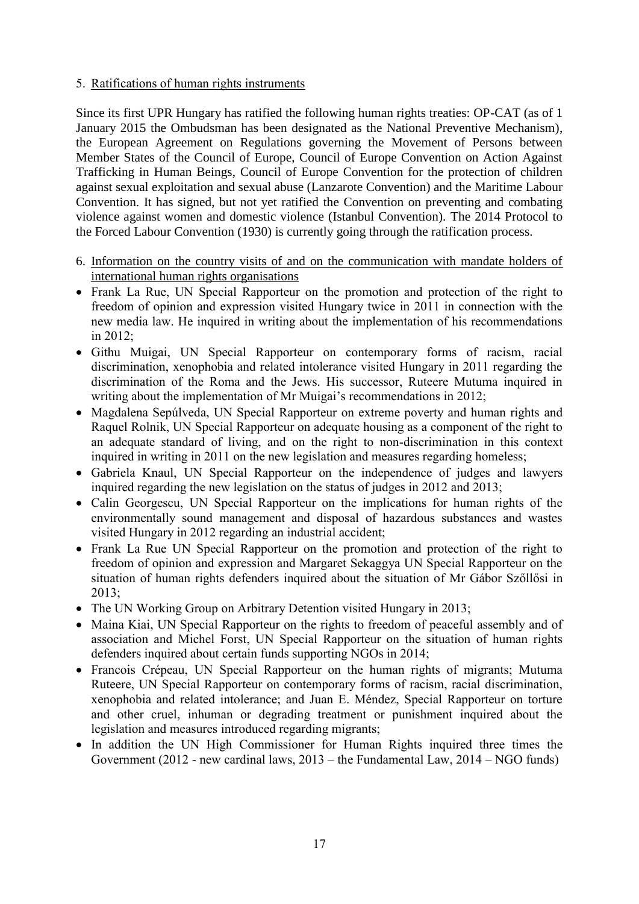5. Ratifications of human rights instruments

Since its first UPR Hungary has ratified the following human rights treaties: OP-CAT (as of 1 January 2015 the Ombudsman has been designated as the National Preventive Mechanism), the European Agreement on Regulations governing the Movement of Persons between Member States of the Council of Europe, Council of Europe Convention on Action Against Trafficking in Human Beings, Council of Europe Convention for the protection of children against sexual exploitation and sexual abuse (Lanzarote Convention) and the Maritime Labour Convention. It has signed, but not yet ratified the Convention on preventing and combating violence against women and domestic violence (Istanbul Convention). The 2014 Protocol to the Forced Labour Convention (1930) is currently going through the ratification process.

6. Information on the country visits of and on the communication with mandate holders of international human rights organisations

- Frank La Rue, UN Special Rapporteur on the promotion and protection of the right to freedom of opinion and expression visited Hungary twice in 2011 in connection with the new media law. He inquired in writing about the implementation of his recommendations in 2012;
- Githu Muigai, UN Special Rapporteur on contemporary forms of racism, racial discrimination, xenophobia and related intolerance visited Hungary in 2011 regarding the discrimination of the Roma and the Jews. His successor, Ruteere Mutuma inquired in writing about the implementation of Mr Muigai's recommendations in 2012;
- Magdalena Sepúlveda, UN Special Rapporteur on extreme poverty and human rights and Raquel Rolnik, UN Special Rapporteur on adequate housing as a component of the right to an adequate standard of living, and on the right to non-discrimination in this context inquired in writing in 2011 on the new legislation and measures regarding homeless;
- Gabriela Knaul, UN Special Rapporteur on the independence of judges and lawyers inquired regarding the new legislation on the status of judges in 2012 and 2013;
- Calin Georgescu, UN Special Rapporteur on the implications for human rights of the environmentally sound management and disposal of hazardous substances and wastes visited Hungary in 2012 regarding an industrial accident;
- Frank La Rue UN Special Rapporteur on the promotion and protection of the right to freedom of opinion and expression and Margaret Sekaggya UN Special Rapporteur on the situation of human rights defenders inquired about the situation of Mr Gábor Szőllősi in 2013;
- The UN Working Group on Arbitrary Detention visited Hungary in 2013;
- Maina Kiai, UN Special Rapporteur on the rights to freedom of peaceful assembly and of association and Michel Forst, UN Special Rapporteur on the situation of human rights defenders inquired about certain funds supporting NGOs in 2014;
- Francois Crépeau, UN Special Rapporteur on the human rights of migrants; Mutuma Ruteere, UN Special Rapporteur on contemporary forms of racism, racial discrimination, xenophobia and related intolerance; and Juan E. Méndez, Special Rapporteur on torture and other cruel, inhuman or degrading treatment or punishment inquired about the legislation and measures introduced regarding migrants;
- In addition the UN High Commissioner for Human Rights inquired three times the Government (2012 - new cardinal laws, 2013 – the Fundamental Law, 2014 – NGO funds)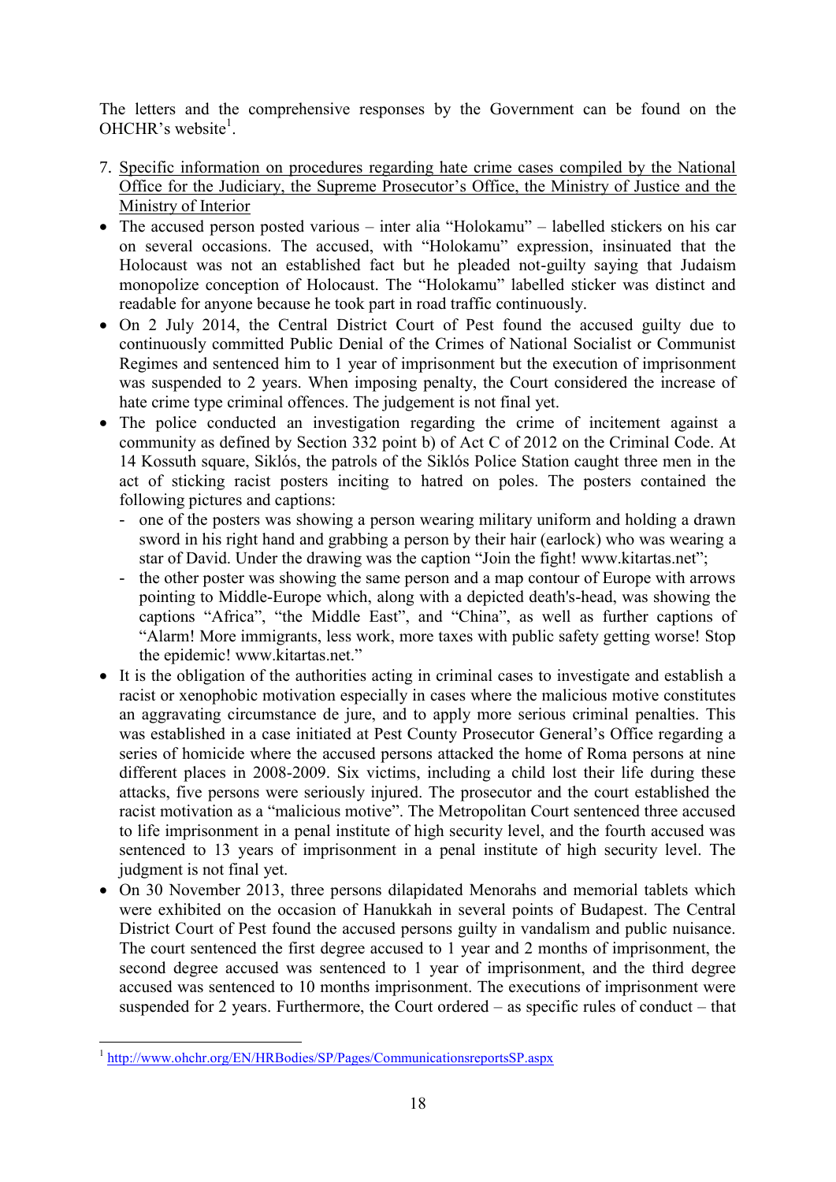The letters and the comprehensive responses by the Government can be found on the OHCHR's website[1].

7. Specific information on procedures regarding hate crime cases compiled by the National Office for the Judiciary, the Supreme Prosecutor's Office, the Ministry of Justice and the Ministry of Interior

- The accused person posted various – inter alia "Holokamu" – labelled stickers on his car on several occasions. The accused, with "Holokamu" expression, insinuated that the Holocaust was not an established fact but he pleaded not-guilty saying that Judaism monopolize conception of Holocaust. The "Holokamu" labelled sticker was distinct and readable for anyone because he took part in road traffic continuously.
- On 2 July 2014, the Central District Court of Pest found the accused guilty due to continuously committed Public Denial of the Crimes of National Socialist or Communist Regimes and sentenced him to 1 year of imprisonment but the execution of imprisonment was suspended to 2 years. When imposing penalty, the Court considered the increase of hate crime type criminal offences. The judgement is not final yet.
- The police conducted an investigation regarding the crime of incitement against a community as defined by Section 332 point b) of Act C of 2012 on the Criminal Code. At 14 Kossuth square, Siklós, the patrols of the Siklós Police Station caught three men in the act of sticking racist posters inciting to hatred on poles. The posters contained the following pictures and captions:
  - one of the posters was showing a person wearing military uniform and holding a drawn sword in his right hand and grabbing a person by their hair (earlock) who was wearing a star of David. Under the drawing was the caption "Join the fight! www.kitartas.net";
  - the other poster was showing the same person and a map contour of Europe with arrows pointing to Middle-Europe which, along with a depicted death's-head, was showing the captions "Africa", "the Middle East", and "China", as well as further captions of "Alarm! More immigrants, less work, more taxes with public safety getting worse! Stop the epidemic! www.kitartas.net."
- It is the obligation of the authorities acting in criminal cases to investigate and establish a racist or xenophobic motivation especially in cases where the malicious motive constitutes an aggravating circumstance de jure, and to apply more serious criminal penalties. This was established in a case initiated at Pest County Prosecutor General's Office regarding a series of homicide where the accused persons attacked the home of Roma persons at nine different places in 2008-2009. Six victims, including a child lost their life during these attacks, five persons were seriously injured. The prosecutor and the court established the racist motivation as a "malicious motive". The Metropolitan Court sentenced three accused to life imprisonment in a penal institute of high security level, and the fourth accused was sentenced to 13 years of imprisonment in a penal institute of high security level. The judgment is not final yet.
- On 30 November 2013, three persons dilapidated Menorahs and memorial tablets which were exhibited on the occasion of Hanukkah in several points of Budapest. The Central District Court of Pest found the accused persons guilty in vandalism and public nuisance. The court sentenced the first degree accused to 1 year and 2 months of imprisonment, the second degree accused was sentenced to 1 year of imprisonment, and the third degree accused was sentenced to 10 months imprisonment. The executions of imprisonment were suspended for 2 years. Furthermore, the Court ordered – as specific rules of conduct – that

[1] http://www.ohchr.org/EN/HRBodies/SP/Pages/CommunicationsreportsSP.aspx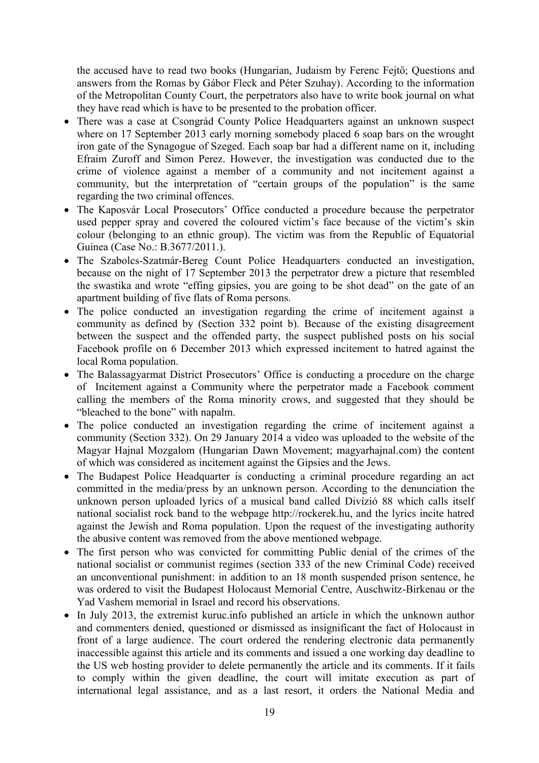the accused have to read two books (Hungarian, Judaism by Ferenc Fejtő; Questions and answers from the Romas by Gábor Fleck and Péter Szuhay). According to the information of the Metropolitan County Court, the perpetrators also have to write book journal on what they have read which is have to be presented to the probation officer.

- There was a case at Csongrád County Police Headquarters against an unknown suspect where on 17 September 2013 early morning somebody placed 6 soap bars on the wrought iron gate of the Synagogue of Szeged. Each soap bar had a different name on it, including Efraim Zuroff and Simon Perez. However, the investigation was conducted due to the crime of violence against a member of a community and not incitement against a community, but the interpretation of "certain groups of the population" is the same regarding the two criminal offences.
- The Kaposvár Local Prosecutors' Office conducted a procedure because the perpetrator used pepper spray and covered the coloured victim's face because of the victim's skin colour (belonging to an ethnic group). The victim was from the Republic of Equatorial Guinea (Case No.: B.3677/2011.).
- The Szabolcs-Szatmár-Bereg Count Police Headquarters conducted an investigation, because on the night of 17 September 2013 the perpetrator drew a picture that resembled the swastika and wrote "effing gipsies, you are going to be shot dead" on the gate of an apartment building of five flats of Roma persons.
- The police conducted an investigation regarding the crime of incitement against a community as defined by (Section 332 point b). Because of the existing disagreement between the suspect and the offended party, the suspect published posts on his social Facebook profile on 6 December 2013 which expressed incitement to hatred against the local Roma population.
- The Balassagyarmat District Prosecutors' Office is conducting a procedure on the charge of Incitement against a Community where the perpetrator made a Facebook comment calling the members of the Roma minority crows, and suggested that they should be "bleached to the bone" with napalm.
- The police conducted an investigation regarding the crime of incitement against a community (Section 332). On 29 January 2014 a video was uploaded to the website of the Magyar Hajnal Mozgalom (Hungarian Dawn Movement; magyarhajnal.com) the content of which was considered as incitement against the Gipsies and the Jews.
- The Budapest Police Headquarter is conducting a criminal procedure regarding an act committed in the media/press by an unknown person. According to the denunciation the unknown person uploaded lyrics of a musical band called Divízió 88 which calls itself national socialist rock band to the webpage http://rockerek.hu, and the lyrics incite hatred against the Jewish and Roma population. Upon the request of the investigating authority the abusive content was removed from the above mentioned webpage.
- The first person who was convicted for committing Public denial of the crimes of the national socialist or communist regimes (section 333 of the new Criminal Code) received an unconventional punishment: in addition to an 18 month suspended prison sentence, he was ordered to visit the Budapest Holocaust Memorial Centre, Auschwitz-Birkenau or the Yad Vashem memorial in Israel and record his observations.
- In July 2013, the extremist kuruc.info published an article in which the unknown author and commenters denied, questioned or dismissed as insignificant the fact of Holocaust in front of a large audience. The court ordered the rendering electronic data permanently inaccessible against this article and its comments and issued a one working day deadline to the US web hosting provider to delete permanently the article and its comments. If it fails to comply within the given deadline, the court will imitate execution as part of international legal assistance, and as a last resort, it orders the National Media and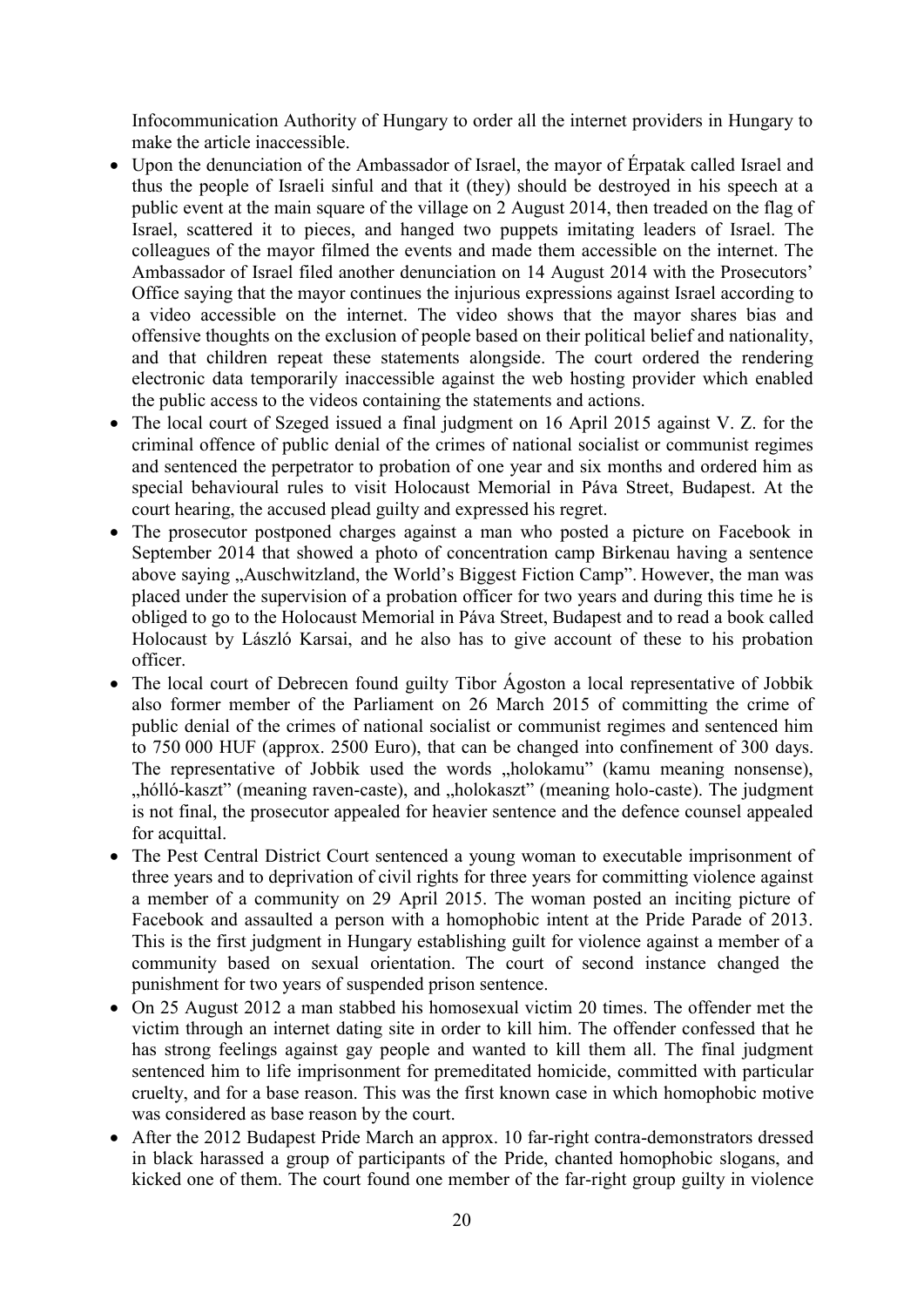Infocommunication Authority of Hungary to order all the internet providers in Hungary to make the article inaccessible.

- Upon the denunciation of the Ambassador of Israel, the mayor of Érpatak called Israel and thus the people of Israeli sinful and that it (they) should be destroyed in his speech at a public event at the main square of the village on 2 August 2014, then treaded on the flag of Israel, scattered it to pieces, and hanged two puppets imitating leaders of Israel. The colleagues of the mayor filmed the events and made them accessible on the internet. The Ambassador of Israel filed another denunciation on 14 August 2014 with the Prosecutors' Office saying that the mayor continues the injurious expressions against Israel according to a video accessible on the internet. The video shows that the mayor shares bias and offensive thoughts on the exclusion of people based on their political belief and nationality, and that children repeat these statements alongside. The court ordered the rendering electronic data temporarily inaccessible against the web hosting provider which enabled the public access to the videos containing the statements and actions.
- The local court of Szeged issued a final judgment on 16 April 2015 against V. Z. for the criminal offence of public denial of the crimes of national socialist or communist regimes and sentenced the perpetrator to probation of one year and six months and ordered him as special behavioural rules to visit Holocaust Memorial in Páva Street, Budapest. At the court hearing, the accused plead guilty and expressed his regret.
- The prosecutor postponed charges against a man who posted a picture on Facebook in September 2014 that showed a photo of concentration camp Birkenau having a sentence above saying „Auschwitzland, the World's Biggest Fiction Camp". However, the man was placed under the supervision of a probation officer for two years and during this time he is obliged to go to the Holocaust Memorial in Páva Street, Budapest and to read a book called Holocaust by László Karsai, and he also has to give account of these to his probation officer.
- The local court of Debrecen found guilty Tibor Ágoston a local representative of Jobbik also former member of the Parliament on 26 March 2015 of committing the crime of public denial of the crimes of national socialist or communist regimes and sentenced him to 750 000 HUF (approx. 2500 Euro), that can be changed into confinement of 300 days. The representative of Jobbik used the words „holokamu" (kamu meaning nonsense), „hólló-kaszt" (meaning raven-caste), and „holokaszt" (meaning holo-caste). The judgment is not final, the prosecutor appealed for heavier sentence and the defence counsel appealed for acquittal.
- The Pest Central District Court sentenced a young woman to executable imprisonment of three years and to deprivation of civil rights for three years for committing violence against a member of a community on 29 April 2015. The woman posted an inciting picture of Facebook and assaulted a person with a homophobic intent at the Pride Parade of 2013. This is the first judgment in Hungary establishing guilt for violence against a member of a community based on sexual orientation. The court of second instance changed the punishment for two years of suspended prison sentence.
- On 25 August 2012 a man stabbed his homosexual victim 20 times. The offender met the victim through an internet dating site in order to kill him. The offender confessed that he has strong feelings against gay people and wanted to kill them all. The final judgment sentenced him to life imprisonment for premeditated homicide, committed with particular cruelty, and for a base reason. This was the first known case in which homophobic motive was considered as base reason by the court.
- After the 2012 Budapest Pride March an approx. 10 far-right contra-demonstrators dressed in black harassed a group of participants of the Pride, chanted homophobic slogans, and kicked one of them. The court found one member of the far-right group guilty in violence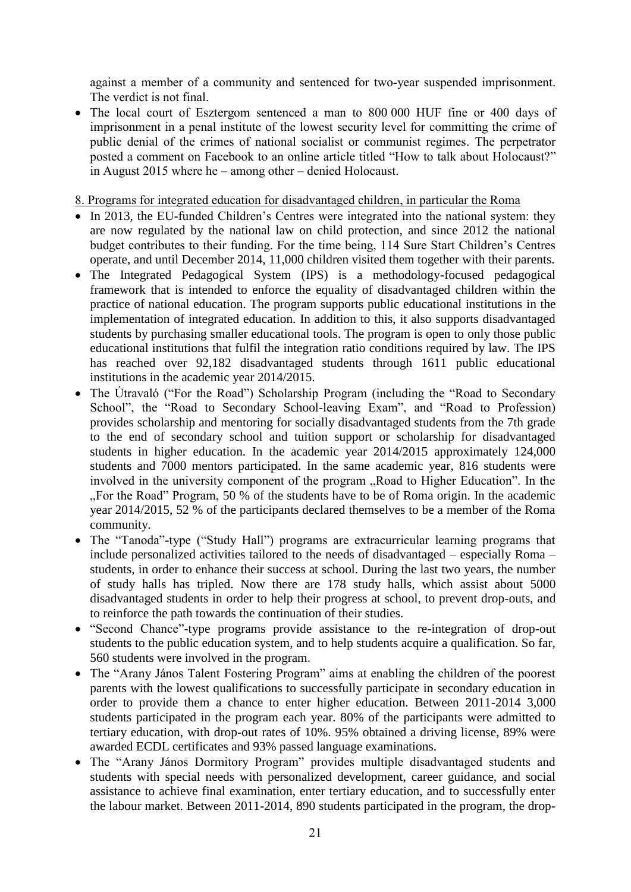against a member of a community and sentenced for two-year suspended imprisonment. The verdict is not final.

- The local court of Esztergom sentenced a man to 800 000 HUF fine or 400 days of imprisonment in a penal institute of the lowest security level for committing the crime of public denial of the crimes of national socialist or communist regimes. The perpetrator posted a comment on Facebook to an online article titled "How to talk about Holocaust?" in August 2015 where he – among other – denied Holocaust.

8. Programs for integrated education for disadvantaged children, in particular the Roma

- In 2013, the EU-funded Children's Centres were integrated into the national system: they are now regulated by the national law on child protection, and since 2012 the national budget contributes to their funding. For the time being, 114 Sure Start Children's Centres operate, and until December 2014, 11,000 children visited them together with their parents.
- The Integrated Pedagogical System (IPS) is a methodology-focused pedagogical framework that is intended to enforce the equality of disadvantaged children within the practice of national education. The program supports public educational institutions in the implementation of integrated education. In addition to this, it also supports disadvantaged students by purchasing smaller educational tools. The program is open to only those public educational institutions that fulfil the integration ratio conditions required by law. The IPS has reached over 92,182 disadvantaged students through 1611 public educational institutions in the academic year 2014/2015.
- The Útravaló ("For the Road") Scholarship Program (including the "Road to Secondary School", the "Road to Secondary School-leaving Exam", and "Road to Profession) provides scholarship and mentoring for socially disadvantaged students from the 7th grade to the end of secondary school and tuition support or scholarship for disadvantaged students in higher education. In the academic year 2014/2015 approximately 124,000 students and 7000 mentors participated. In the same academic year, 816 students were involved in the university component of the program „Road to Higher Education". In the „For the Road" Program, 50 % of the students have to be of Roma origin. In the academic year 2014/2015, 52 % of the participants declared themselves to be a member of the Roma community.
- The "Tanoda"-type ("Study Hall") programs are extracurricular learning programs that include personalized activities tailored to the needs of disadvantaged – especially Roma – students, in order to enhance their success at school. During the last two years, the number of study halls has tripled. Now there are 178 study halls, which assist about 5000 disadvantaged students in order to help their progress at school, to prevent drop-outs, and to reinforce the path towards the continuation of their studies.
- "Second Chance"-type programs provide assistance to the re-integration of drop-out students to the public education system, and to help students acquire a qualification. So far, 560 students were involved in the program.
- The "Arany János Talent Fostering Program" aims at enabling the children of the poorest parents with the lowest qualifications to successfully participate in secondary education in order to provide them a chance to enter higher education. Between 2011-2014 3,000 students participated in the program each year. 80% of the participants were admitted to tertiary education, with drop-out rates of 10%. 95% obtained a driving license, 89% were awarded ECDL certificates and 93% passed language examinations.
- The "Arany János Dormitory Program" provides multiple disadvantaged students and students with special needs with personalized development, career guidance, and social assistance to achieve final examination, enter tertiary education, and to successfully enter the labour market. Between 2011-2014, 890 students participated in the program, the drop-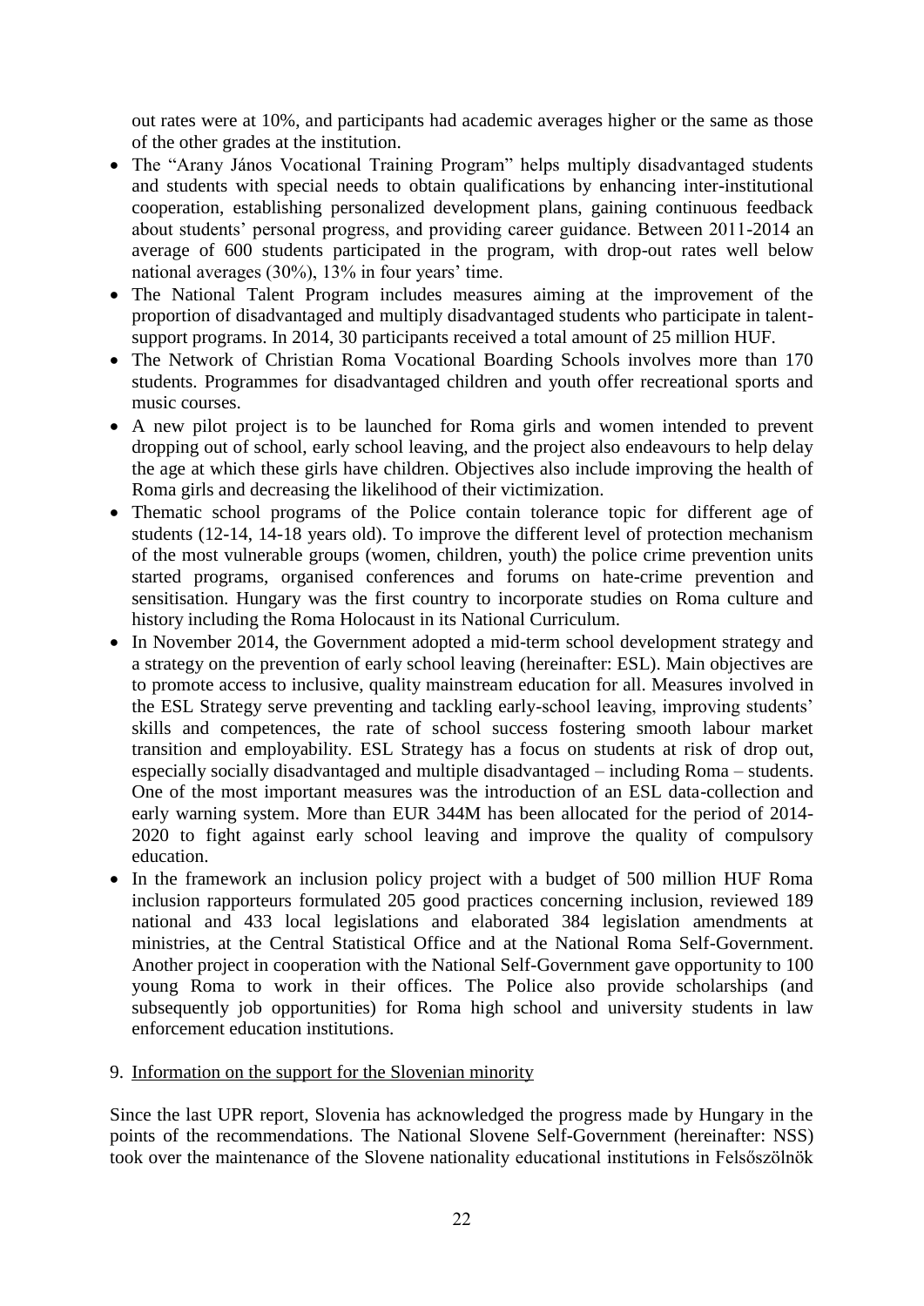out rates were at 10%, and participants had academic averages higher or the same as those of the other grades at the institution.

- The "Arany János Vocational Training Program" helps multiply disadvantaged students and students with special needs to obtain qualifications by enhancing inter-institutional cooperation, establishing personalized development plans, gaining continuous feedback about students' personal progress, and providing career guidance. Between 2011-2014 an average of 600 students participated in the program, with drop-out rates well below national averages (30%), 13% in four years' time.
- The National Talent Program includes measures aiming at the improvement of the proportion of disadvantaged and multiply disadvantaged students who participate in talent-support programs. In 2014, 30 participants received a total amount of 25 million HUF.
- The Network of Christian Roma Vocational Boarding Schools involves more than 170 students. Programmes for disadvantaged children and youth offer recreational sports and music courses.
- A new pilot project is to be launched for Roma girls and women intended to prevent dropping out of school, early school leaving, and the project also endeavours to help delay the age at which these girls have children. Objectives also include improving the health of Roma girls and decreasing the likelihood of their victimization.
- Thematic school programs of the Police contain tolerance topic for different age of students (12-14, 14-18 years old). To improve the different level of protection mechanism of the most vulnerable groups (women, children, youth) the police crime prevention units started programs, organised conferences and forums on hate-crime prevention and sensitisation. Hungary was the first country to incorporate studies on Roma culture and history including the Roma Holocaust in its National Curriculum.
- In November 2014, the Government adopted a mid-term school development strategy and a strategy on the prevention of early school leaving (hereinafter: ESL). Main objectives are to promote access to inclusive, quality mainstream education for all. Measures involved in the ESL Strategy serve preventing and tackling early-school leaving, improving students' skills and competences, the rate of school success fostering smooth labour market transition and employability. ESL Strategy has a focus on students at risk of drop out, especially socially disadvantaged and multiple disadvantaged – including Roma – students. One of the most important measures was the introduction of an ESL data-collection and early warning system. More than EUR 344M has been allocated for the period of 2014-2020 to fight against early school leaving and improve the quality of compulsory education.
- In the framework an inclusion policy project with a budget of 500 million HUF Roma inclusion rapporteurs formulated 205 good practices concerning inclusion, reviewed 189 national and 433 local legislations and elaborated 384 legislation amendments at ministries, at the Central Statistical Office and at the National Roma Self-Government. Another project in cooperation with the National Self-Government gave opportunity to 100 young Roma to work in their offices. The Police also provide scholarships (and subsequently job opportunities) for Roma high school and university students in law enforcement education institutions.

9. Information on the support for the Slovenian minority

Since the last UPR report, Slovenia has acknowledged the progress made by Hungary in the points of the recommendations. The National Slovene Self-Government (hereinafter: NSS) took over the maintenance of the Slovene nationality educational institutions in Felsőszölnök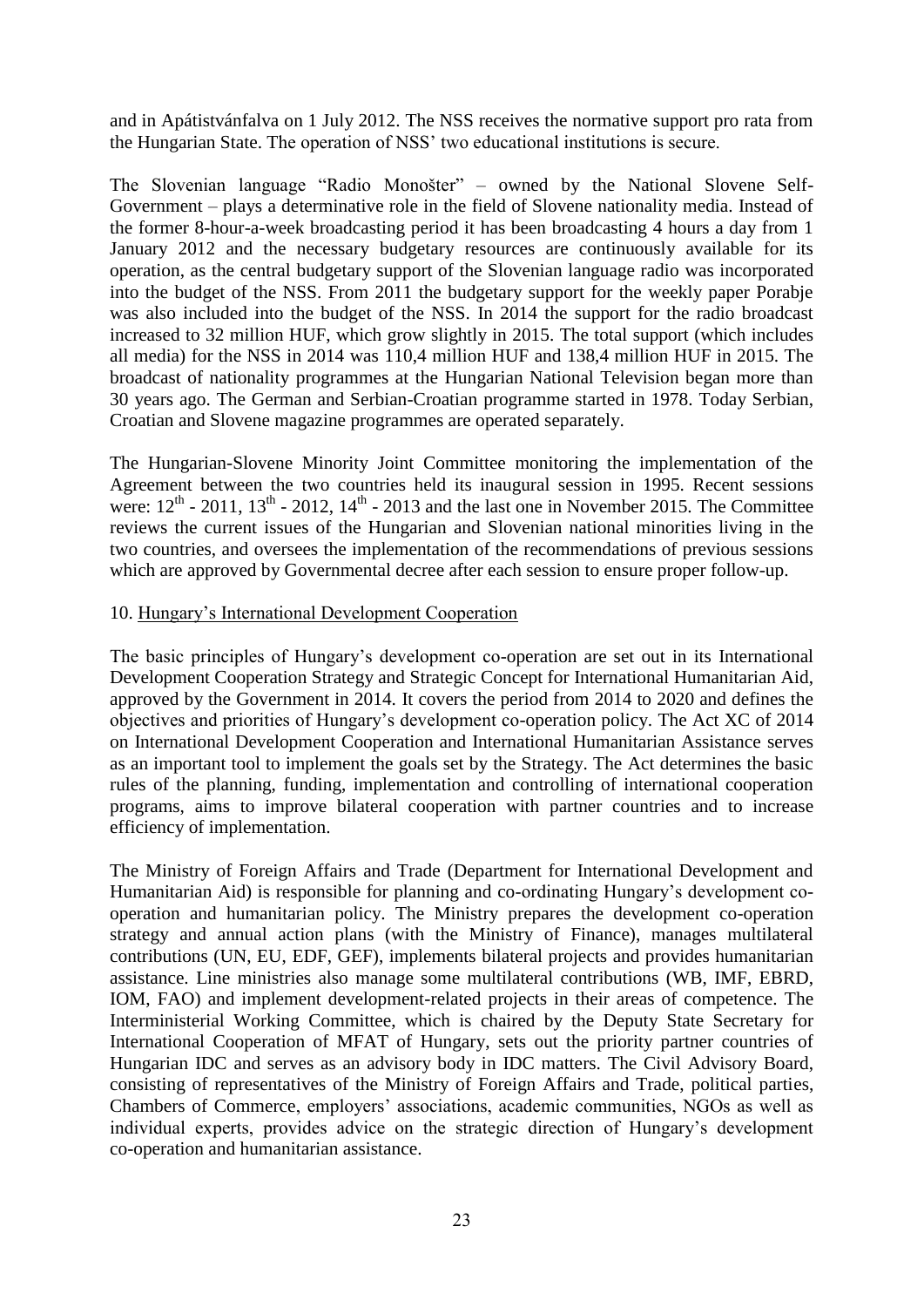and in Apátistvánfalva on 1 July 2012. The NSS receives the normative support pro rata from the Hungarian State. The operation of NSS' two educational institutions is secure.

The Slovenian language "Radio Monošter" – owned by the National Slovene Self-Government – plays a determinative role in the field of Slovene nationality media. Instead of the former 8-hour-a-week broadcasting period it has been broadcasting 4 hours a day from 1 January 2012 and the necessary budgetary resources are continuously available for its operation, as the central budgetary support of the Slovenian language radio was incorporated into the budget of the NSS. From 2011 the budgetary support for the weekly paper Porabje was also included into the budget of the NSS. In 2014 the support for the radio broadcast increased to 32 million HUF, which grow slightly in 2015. The total support (which includes all media) for the NSS in 2014 was 110,4 million HUF and 138,4 million HUF in 2015. The broadcast of nationality programmes at the Hungarian National Television began more than 30 years ago. The German and Serbian-Croatian programme started in 1978. Today Serbian, Croatian and Slovene magazine programmes are operated separately.

The Hungarian-Slovene Minority Joint Committee monitoring the implementation of the Agreement between the two countries held its inaugural session in 1995. Recent sessions were: 12th - 2011, 13th - 2012, 14th - 2013 and the last one in November 2015. The Committee reviews the current issues of the Hungarian and Slovenian national minorities living in the two countries, and oversees the implementation of the recommendations of previous sessions which are approved by Governmental decree after each session to ensure proper follow-up.

## 10. Hungary's International Development Cooperation

The basic principles of Hungary's development co-operation are set out in its International Development Cooperation Strategy and Strategic Concept for International Humanitarian Aid, approved by the Government in 2014. It covers the period from 2014 to 2020 and defines the objectives and priorities of Hungary's development co-operation policy. The Act XC of 2014 on International Development Cooperation and International Humanitarian Assistance serves as an important tool to implement the goals set by the Strategy. The Act determines the basic rules of the planning, funding, implementation and controlling of international cooperation programs, aims to improve bilateral cooperation with partner countries and to increase efficiency of implementation.

The Ministry of Foreign Affairs and Trade (Department for International Development and Humanitarian Aid) is responsible for planning and co-ordinating Hungary's development co-operation and humanitarian policy. The Ministry prepares the development co-operation strategy and annual action plans (with the Ministry of Finance), manages multilateral contributions (UN, EU, EDF, GEF), implements bilateral projects and provides humanitarian assistance. Line ministries also manage some multilateral contributions (WB, IMF, EBRD, IOM, FAO) and implement development-related projects in their areas of competence. The Interministerial Working Committee, which is chaired by the Deputy State Secretary for International Cooperation of MFAT of Hungary, sets out the priority partner countries of Hungarian IDC and serves as an advisory body in IDC matters. The Civil Advisory Board, consisting of representatives of the Ministry of Foreign Affairs and Trade, political parties, Chambers of Commerce, employers' associations, academic communities, NGOs as well as individual experts, provides advice on the strategic direction of Hungary's development co-operation and humanitarian assistance.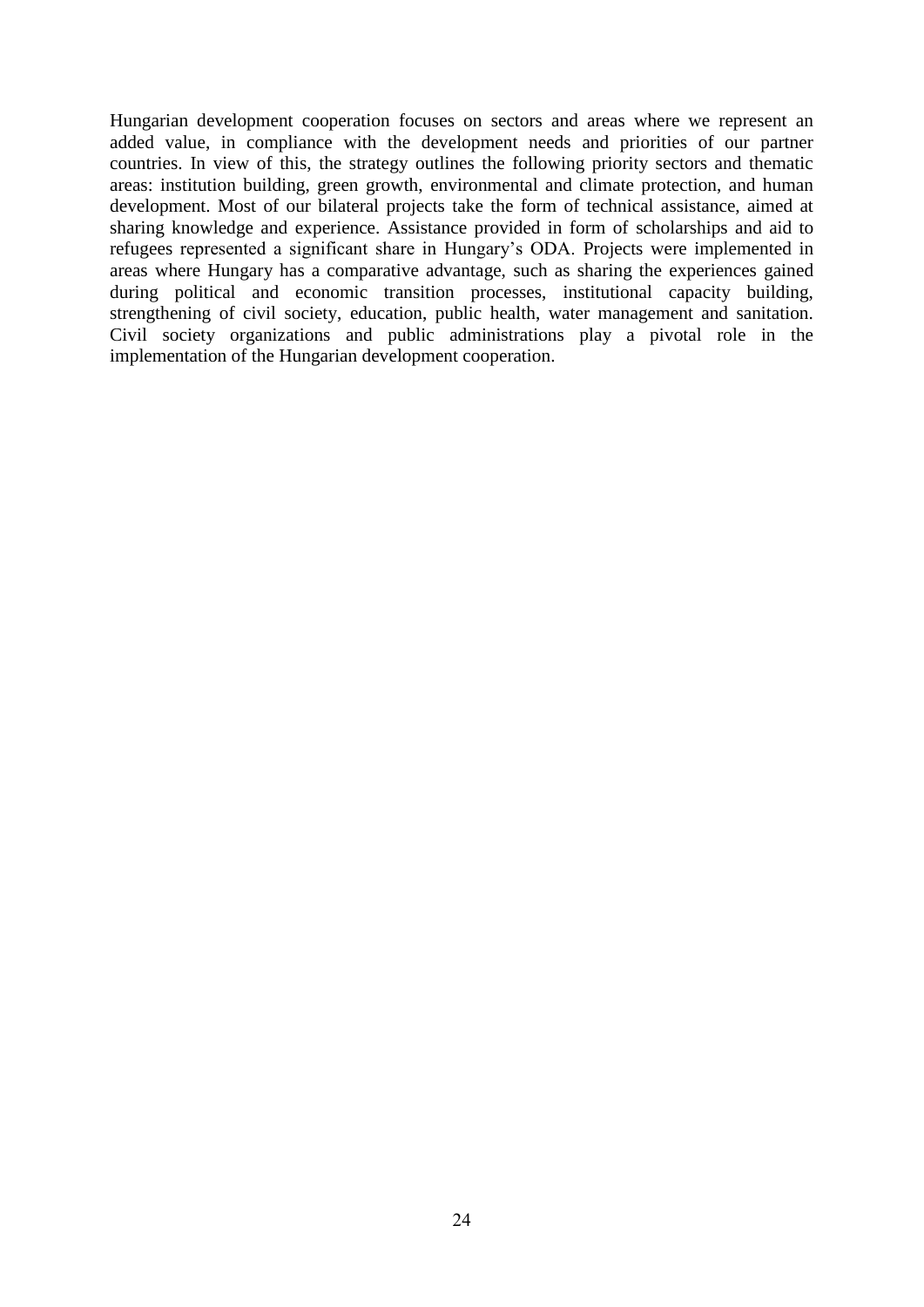Hungarian development cooperation focuses on sectors and areas where we represent an added value, in compliance with the development needs and priorities of our partner countries. In view of this, the strategy outlines the following priority sectors and thematic areas: institution building, green growth, environmental and climate protection, and human development. Most of our bilateral projects take the form of technical assistance, aimed at sharing knowledge and experience. Assistance provided in form of scholarships and aid to refugees represented a significant share in Hungary's ODA. Projects were implemented in areas where Hungary has a comparative advantage, such as sharing the experiences gained during political and economic transition processes, institutional capacity building, strengthening of civil society, education, public health, water management and sanitation. Civil society organizations and public administrations play a pivotal role in the implementation of the Hungarian development cooperation.